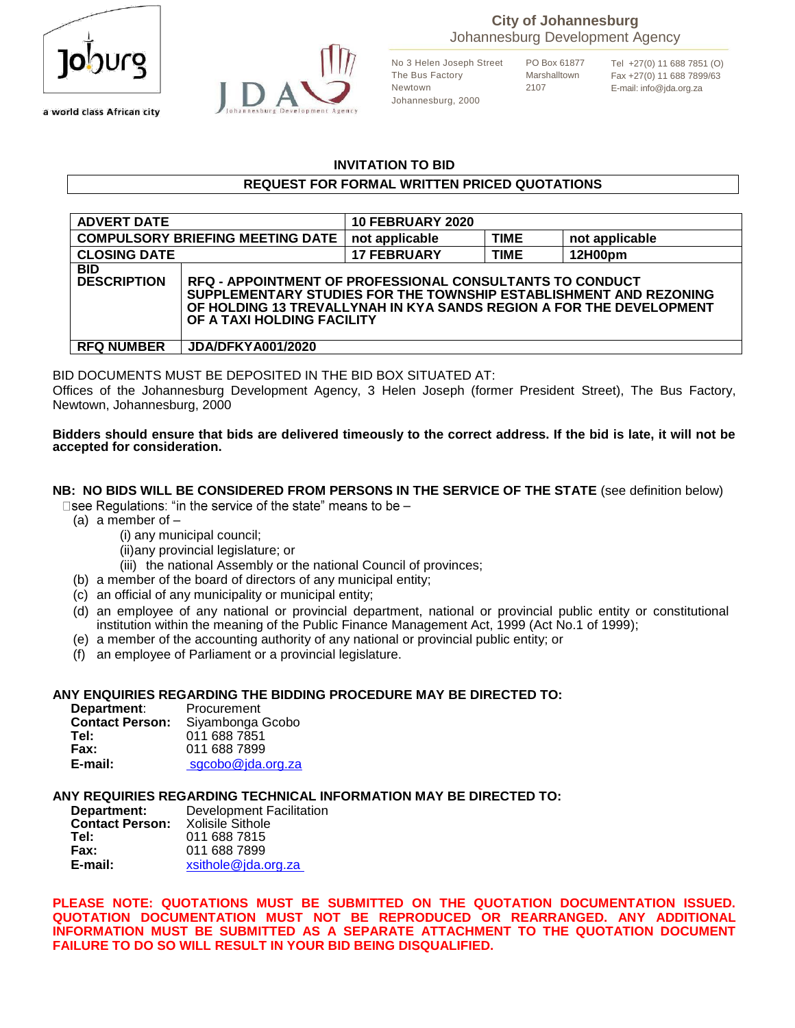a world class African city

**City of Johannesburg**
Johannesburg Development Agency

No 3 Helen Joseph Street
The Bus Factory
Newtown
Johannesburg, 2000

PO Box 61877
Marshalltown
2107

Tel +27(0) 11 688 7851 (O)
Fax +27(0) 11 688 7899/63
E-mail: info@jda.org.za

## INVITATION TO BID

### REQUEST FOR FORMAL WRITTEN PRICED QUOTATIONS

| ADVERT DATE | | 10 FEBRUARY 2020 | | |
|---|---|---|---|---|
| COMPULSORY BRIEFING MEETING DATE | | not applicable | TIME | not applicable |
| CLOSING DATE | | 17 FEBRUARY | TIME | 12H00pm |
| BID DESCRIPTION | RFQ - APPOINTMENT OF PROFESSIONAL CONSULTANTS TO CONDUCT SUPPLEMENTARY STUDIES FOR THE TOWNSHIP ESTABLISHMENT AND REZONING OF HOLDING 13 TREVALLYNAH IN KYA SANDS REGION A FOR THE DEVELOPMENT OF A TAXI HOLDING FACILITY | | | |
| RFQ NUMBER | JDA/DFKYA001/2020 | | | |

BID DOCUMENTS MUST BE DEPOSITED IN THE BID BOX SITUATED AT:
Offices of the Johannesburg Development Agency, 3 Helen Joseph (former President Street), The Bus Factory, Newtown, Johannesburg, 2000

**Bidders should ensure that bids are delivered timeously to the correct address. If the bid is late, it will not be accepted for consideration.**

**NB: NO BIDS WILL BE CONSIDERED FROM PERSONS IN THE SERVICE OF THE STATE** (see definition below)

see Regulations: "in the service of the state" means to be –

(a) a member of –
   (i) any municipal council;
   (ii) any provincial legislature; or
   (iii) the national Assembly or the national Council of provinces;
(b) a member of the board of directors of any municipal entity;
(c) an official of any municipality or municipal entity;
(d) an employee of any national or provincial department, national or provincial public entity or constitutional institution within the meaning of the Public Finance Management Act, 1999 (Act No.1 of 1999);
(e) a member of the accounting authority of any national or provincial public entity; or
(f) an employee of Parliament or a provincial legislature.

**ANY ENQUIRIES REGARDING THE BIDDING PROCEDURE MAY BE DIRECTED TO:**

**Department**: Procurement
**Contact Person:** Siyambonga Gcobo
**Tel:** 011 688 7851
**Fax:** 011 688 7899
**E-mail:** sgcobo@jda.org.za

**ANY REQUIRIES REGARDING TECHNICAL INFORMATION MAY BE DIRECTED TO:**

**Department:** Development Facilitation
**Contact Person:** Xolisile Sithole
**Tel:** 011 688 7815
**Fax:** 011 688 7899
**E-mail:** xsithole@jda.org.za

**PLEASE NOTE: QUOTATIONS MUST BE SUBMITTED ON THE QUOTATION DOCUMENTATION ISSUED. QUOTATION DOCUMENTATION MUST NOT BE REPRODUCED OR REARRANGED. ANY ADDITIONAL INFORMATION MUST BE SUBMITTED AS A SEPARATE ATTACHMENT TO THE QUOTATION DOCUMENT FAILURE TO DO SO WILL RESULT IN YOUR BID BEING DISQUALIFIED.**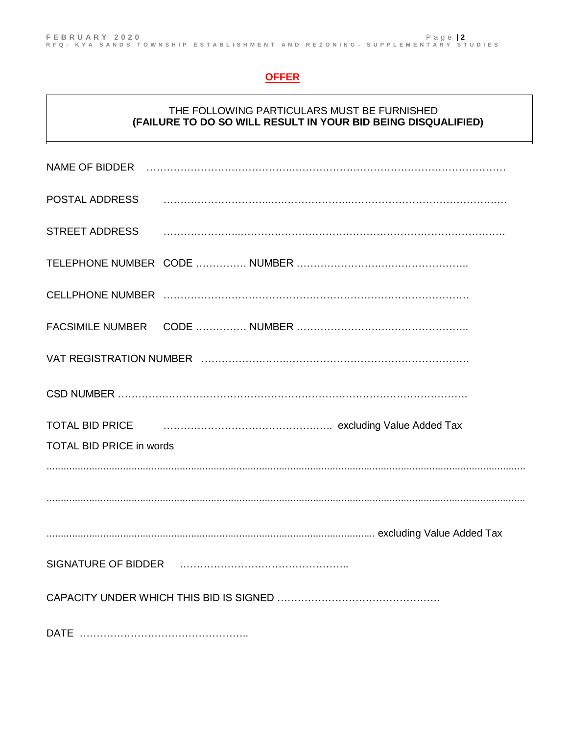**OFFER**

THE FOLLOWING PARTICULARS MUST BE FURNISHED
**(FAILURE TO DO SO WILL RESULT IN YOUR BID BEING DISQUALIFIED)**

NAME OF BIDDER ……………………………………………………………………………………………

POSTAL ADDRESS ……………………………………………………………………………………………

STREET ADDRESS ……………………………………………………………………………………………

TELEPHONE NUMBER CODE …………… NUMBER ……………………………………………..

CELLPHONE NUMBER ……………………………………………………………………………

FACSIMILE NUMBER CODE …………… NUMBER ……………………………………………..

VAT REGISTRATION NUMBER ……………………………………………………………………

CSD NUMBER ………………………………………………………………………………………

TOTAL BID PRICE ………………………………………….. excluding Value Added Tax

TOTAL BID PRICE in words

……………………………………………………………………………………………………………………

……………………………………………………………………………………………………………………

…………………………………………………………………………………… excluding Value Added Tax

SIGNATURE OF BIDDER ……………………………………………..

CAPACITY UNDER WHICH THIS BID IS SIGNED …………………………………………

DATE ……………………………………………..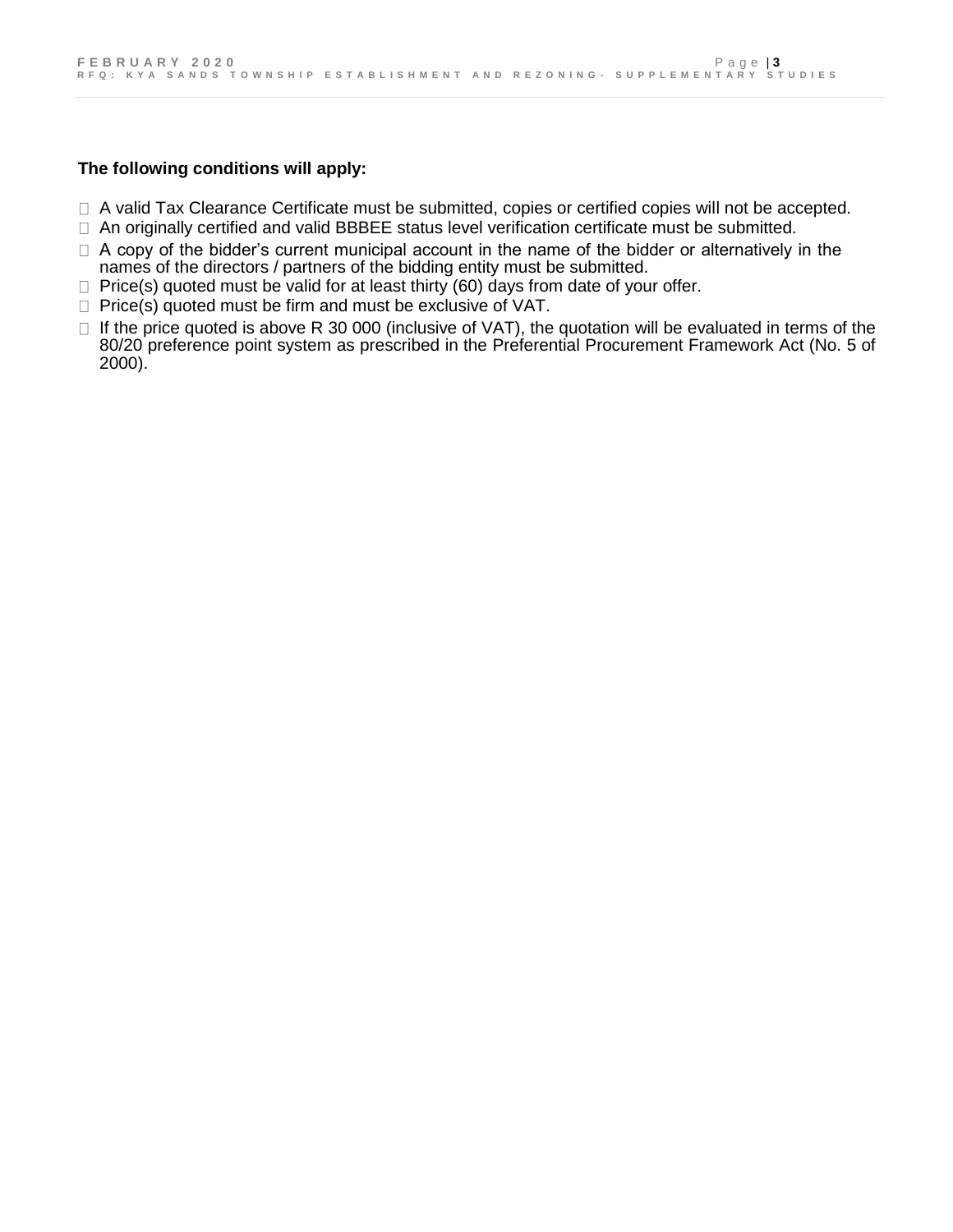**The following conditions will apply:**

- A valid Tax Clearance Certificate must be submitted, copies or certified copies will not be accepted.
- An originally certified and valid BBBEE status level verification certificate must be submitted.
- A copy of the bidder's current municipal account in the name of the bidder or alternatively in the names of the directors / partners of the bidding entity must be submitted.
- Price(s) quoted must be valid for at least thirty (60) days from date of your offer.
- Price(s) quoted must be firm and must be exclusive of VAT.
- If the price quoted is above R 30 000 (inclusive of VAT), the quotation will be evaluated in terms of the 80/20 preference point system as prescribed in the Preferential Procurement Framework Act (No. 5 of 2000).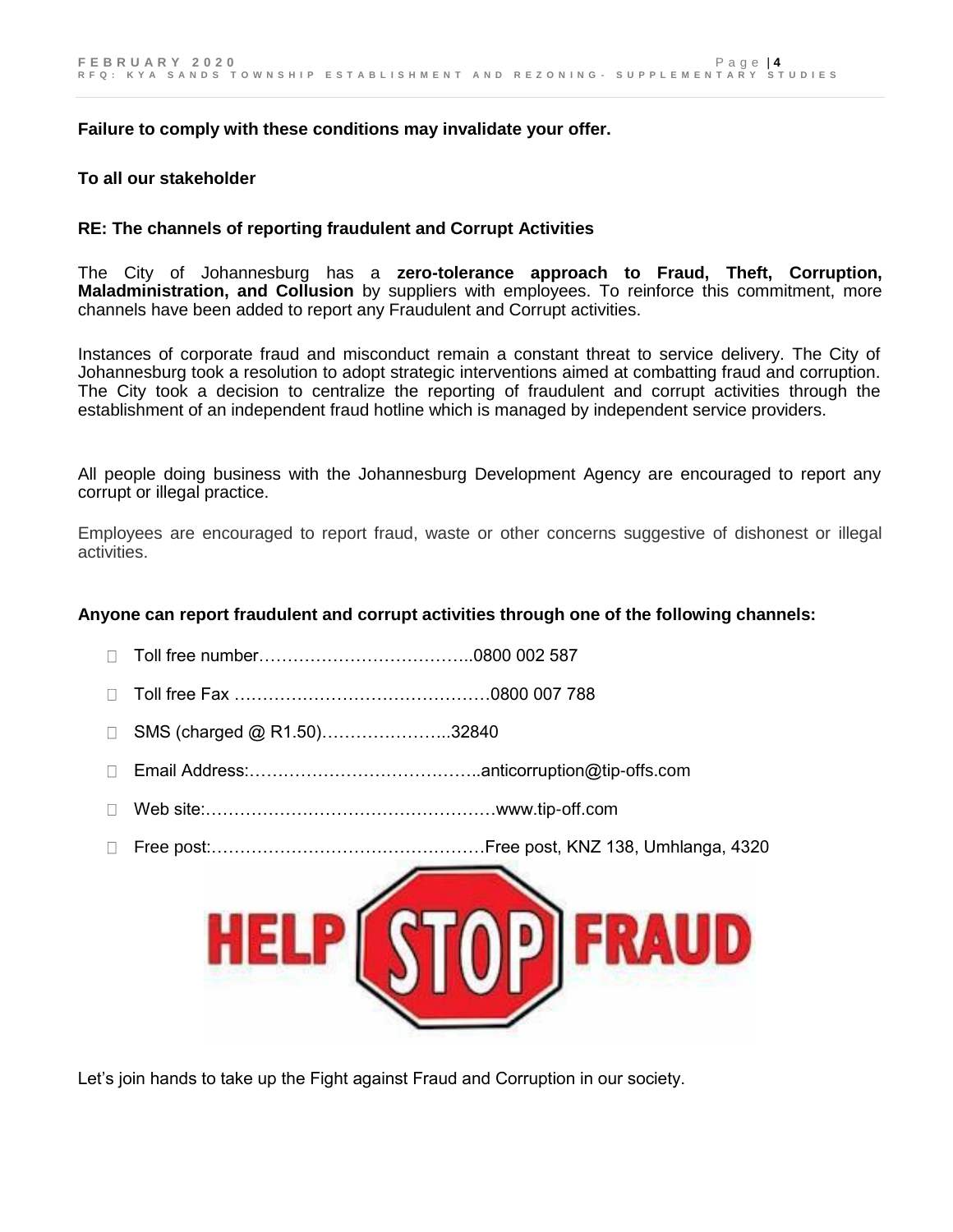**Failure to comply with these conditions may invalidate your offer.**

**To all our stakeholder**

**RE: The channels of reporting fraudulent and Corrupt Activities**

The City of Johannesburg has a **zero-tolerance approach to Fraud, Theft, Corruption, Maladministration, and Collusion** by suppliers with employees. To reinforce this commitment, more channels have been added to report any Fraudulent and Corrupt activities.

Instances of corporate fraud and misconduct remain a constant threat to service delivery. The City of Johannesburg took a resolution to adopt strategic interventions aimed at combatting fraud and corruption. The City took a decision to centralize the reporting of fraudulent and corrupt activities through the establishment of an independent fraud hotline which is managed by independent service providers.

All people doing business with the Johannesburg Development Agency are encouraged to report any corrupt or illegal practice.

Employees are encouraged to report fraud, waste or other concerns suggestive of dishonest or illegal activities.

**Anyone can report fraudulent and corrupt activities through one of the following channels:**

- Toll free number………………………………..0800 002 587
- Toll free Fax ………………………………………0800 007 788
- SMS (charged @ R1.50)…………………..32840
- Email Address:…………………………………..anticorruption@tip-offs.com
- Web site:……………………………………………www.tip-off.com
- Free post:…………………………………………Free post, KNZ 138, Umhlanga, 4320

HELP STOP FRAUD

Let's join hands to take up the Fight against Fraud and Corruption in our society.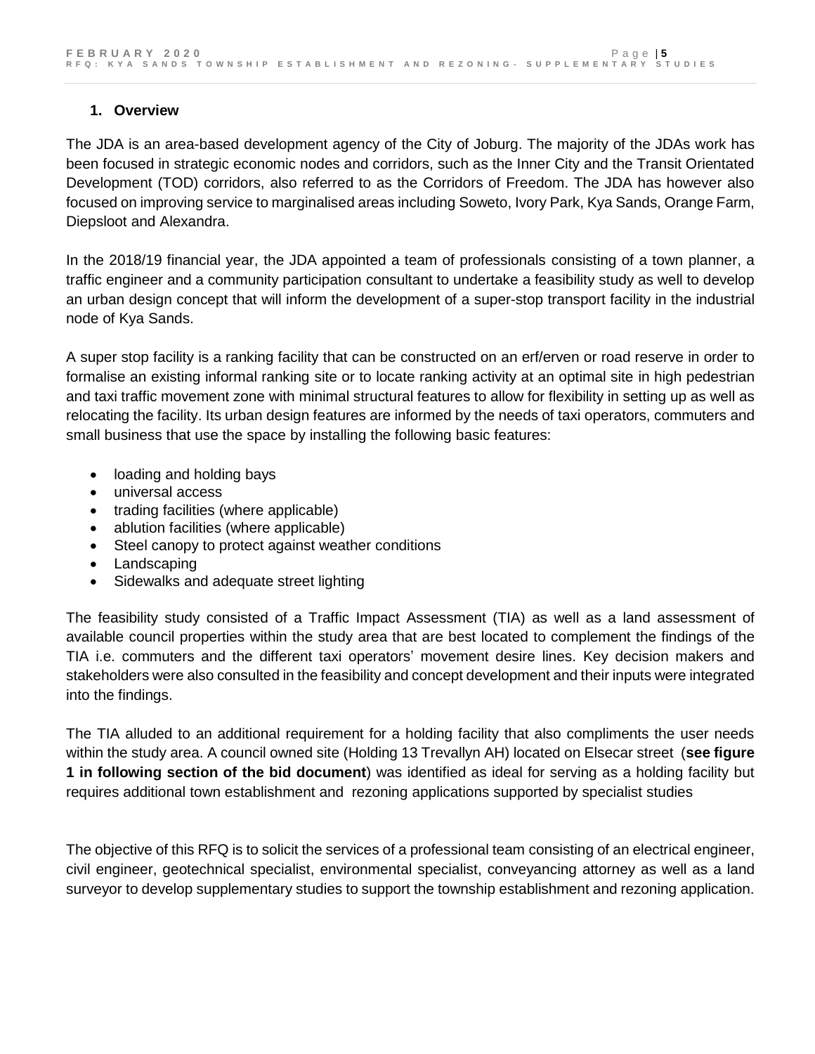## 1. Overview

The JDA is an area-based development agency of the City of Joburg. The majority of the JDAs work has been focused in strategic economic nodes and corridors, such as the Inner City and the Transit Orientated Development (TOD) corridors, also referred to as the Corridors of Freedom. The JDA has however also focused on improving service to marginalised areas including Soweto, Ivory Park, Kya Sands, Orange Farm, Diepsloot and Alexandra.

In the 2018/19 financial year, the JDA appointed a team of professionals consisting of a town planner, a traffic engineer and a community participation consultant to undertake a feasibility study as well to develop an urban design concept that will inform the development of a super-stop transport facility in the industrial node of Kya Sands.

A super stop facility is a ranking facility that can be constructed on an erf/erven or road reserve in order to formalise an existing informal ranking site or to locate ranking activity at an optimal site in high pedestrian and taxi traffic movement zone with minimal structural features to allow for flexibility in setting up as well as relocating the facility. Its urban design features are informed by the needs of taxi operators, commuters and small business that use the space by installing the following basic features:

- loading and holding bays
- universal access
- trading facilities (where applicable)
- ablution facilities (where applicable)
- Steel canopy to protect against weather conditions
- Landscaping
- Sidewalks and adequate street lighting

The feasibility study consisted of a Traffic Impact Assessment (TIA) as well as a land assessment of available council properties within the study area that are best located to complement the findings of the TIA i.e. commuters and the different taxi operators' movement desire lines. Key decision makers and stakeholders were also consulted in the feasibility and concept development and their inputs were integrated into the findings.

The TIA alluded to an additional requirement for a holding facility that also compliments the user needs within the study area. A council owned site (Holding 13 Trevallyn AH) located on Elsecar street (**see figure 1 in following section of the bid document**) was identified as ideal for serving as a holding facility but requires additional town establishment and rezoning applications supported by specialist studies

The objective of this RFQ is to solicit the services of a professional team consisting of an electrical engineer, civil engineer, geotechnical specialist, environmental specialist, conveyancing attorney as well as a land surveyor to develop supplementary studies to support the township establishment and rezoning application.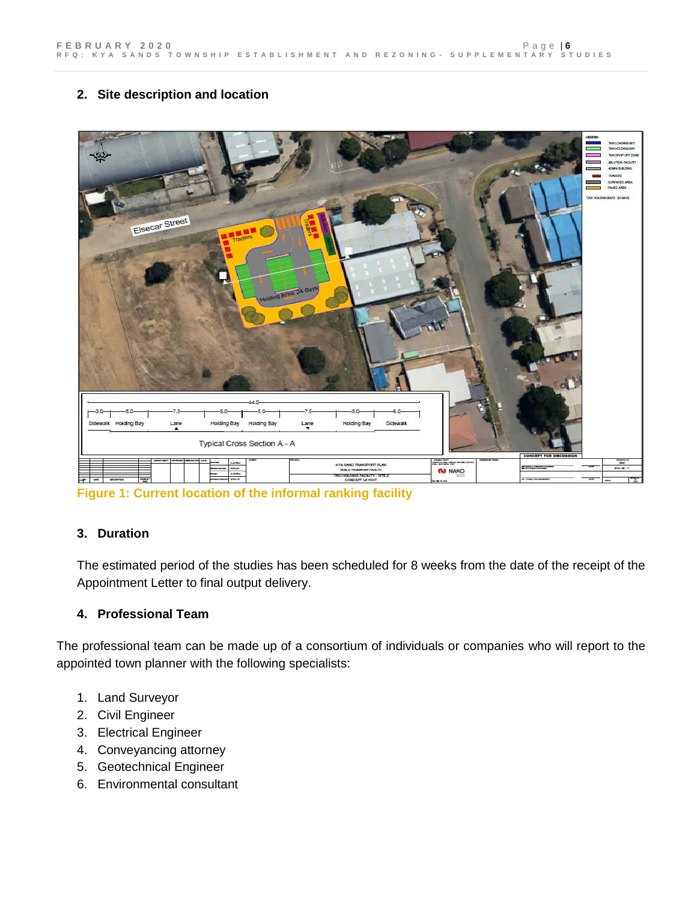## 2. Site description and location

Figure 1: Current location of the informal ranking facility

## 3. Duration

The estimated period of the studies has been scheduled for 8 weeks from the date of the receipt of the Appointment Letter to final output delivery.

## 4. Professional Team

The professional team can be made up of a consortium of individuals or companies who will report to the appointed town planner with the following specialists:

1. Land Surveyor
2. Civil Engineer
3. Electrical Engineer
4. Conveyancing attorney
5. Geotechnical Engineer
6. Environmental consultant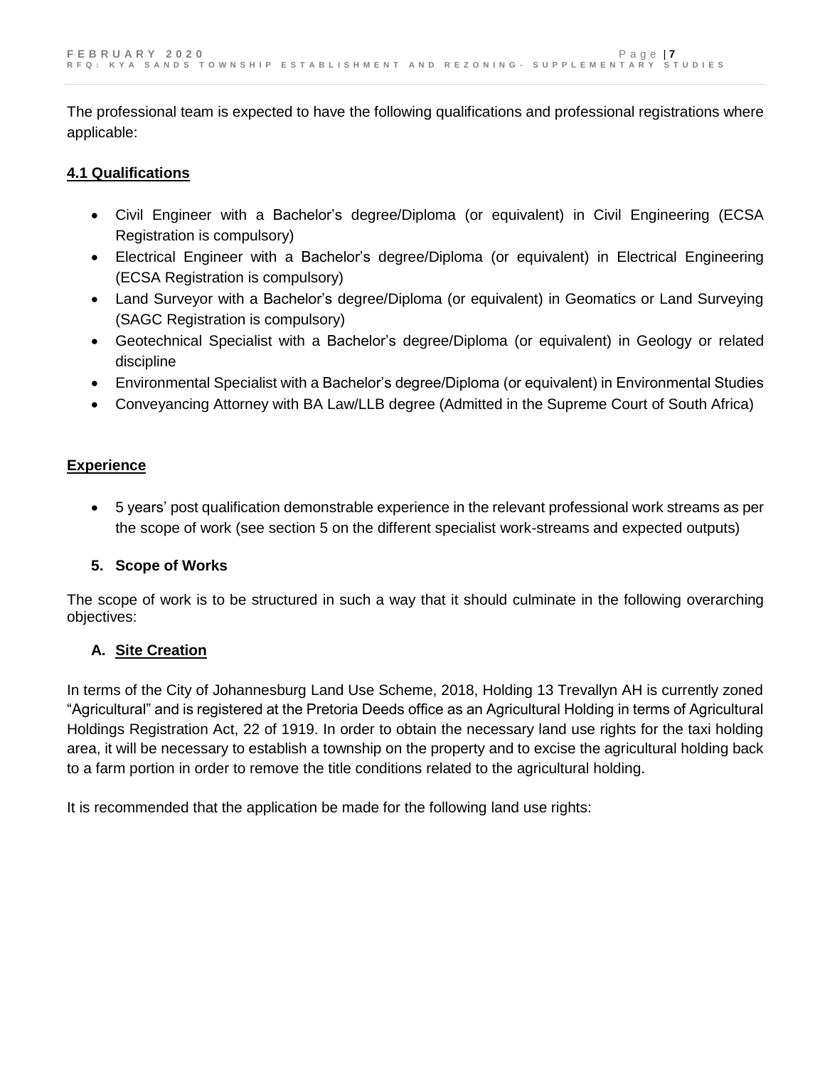The professional team is expected to have the following qualifications and professional registrations where applicable:

### 4.1 Qualifications

- Civil Engineer with a Bachelor's degree/Diploma (or equivalent) in Civil Engineering (ECSA Registration is compulsory)
- Electrical Engineer with a Bachelor's degree/Diploma (or equivalent) in Electrical Engineering (ECSA Registration is compulsory)
- Land Surveyor with a Bachelor's degree/Diploma (or equivalent) in Geomatics or Land Surveying (SAGC Registration is compulsory)
- Geotechnical Specialist with a Bachelor's degree/Diploma (or equivalent) in Geology or related discipline
- Environmental Specialist with a Bachelor's degree/Diploma (or equivalent) in Environmental Studies
- Conveyancing Attorney with BA Law/LLB degree (Admitted in the Supreme Court of South Africa)

### Experience

- 5 years' post qualification demonstrable experience in the relevant professional work streams as per the scope of work (see section 5 on the different specialist work-streams and expected outputs)

## 5. Scope of Works

The scope of work is to be structured in such a way that it should culminate in the following overarching objectives:

### A. Site Creation

In terms of the City of Johannesburg Land Use Scheme, 2018, Holding 13 Trevallyn AH is currently zoned "Agricultural" and is registered at the Pretoria Deeds office as an Agricultural Holding in terms of Agricultural Holdings Registration Act, 22 of 1919. In order to obtain the necessary land use rights for the taxi holding area, it will be necessary to establish a township on the property and to excise the agricultural holding back to a farm portion in order to remove the title conditions related to the agricultural holding.

It is recommended that the application be made for the following land use rights: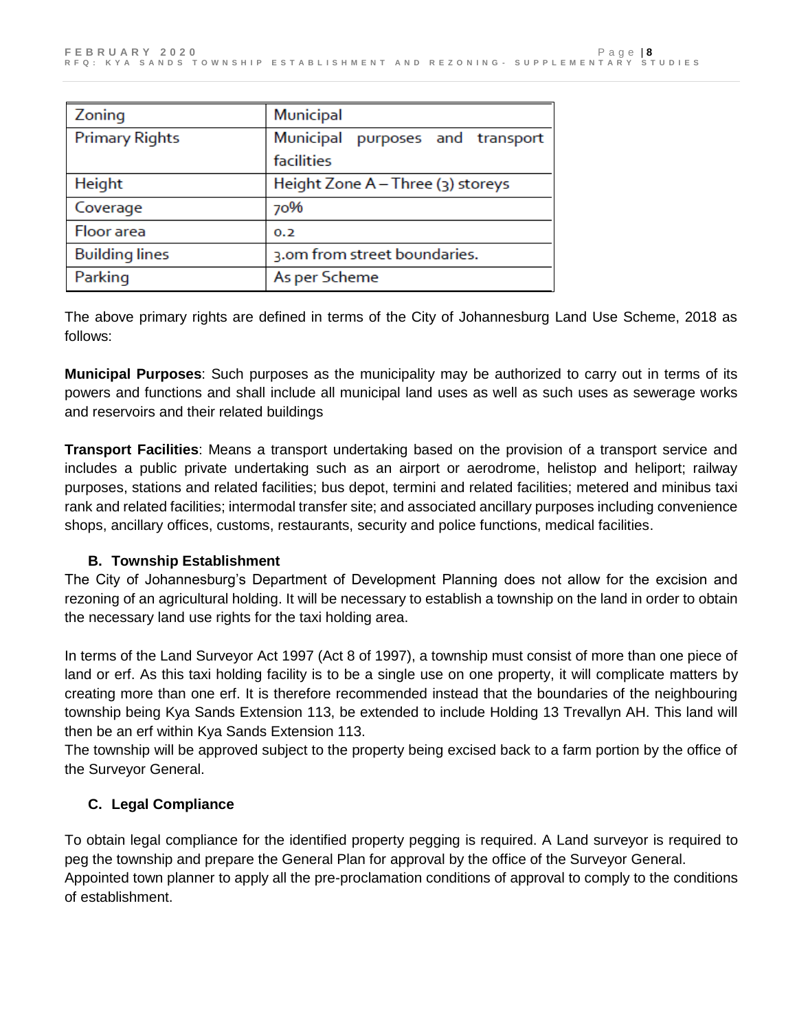| Zoning | Municipal |
| --- | --- |
| Primary Rights | Municipal purposes and transport facilities |
| Height | Height Zone A – Three (3) storeys |
| Coverage | 70% |
| Floor area | 0.2 |
| Building lines | 3.0m from street boundaries. |
| Parking | As per Scheme |

The above primary rights are defined in terms of the City of Johannesburg Land Use Scheme, 2018 as follows:

**Municipal Purposes**: Such purposes as the municipality may be authorized to carry out in terms of its powers and functions and shall include all municipal land uses as well as such uses as sewerage works and reservoirs and their related buildings

**Transport Facilities**: Means a transport undertaking based on the provision of a transport service and includes a public private undertaking such as an airport or aerodrome, helistop and heliport; railway purposes, stations and related facilities; bus depot, termini and related facilities; metered and minibus taxi rank and related facilities; intermodal transfer site; and associated ancillary purposes including convenience shops, ancillary offices, customs, restaurants, security and police functions, medical facilities.

### B. Township Establishment

The City of Johannesburg's Department of Development Planning does not allow for the excision and rezoning of an agricultural holding. It will be necessary to establish a township on the land in order to obtain the necessary land use rights for the taxi holding area.

In terms of the Land Surveyor Act 1997 (Act 8 of 1997), a township must consist of more than one piece of land or erf. As this taxi holding facility is to be a single use on one property, it will complicate matters by creating more than one erf. It is therefore recommended instead that the boundaries of the neighbouring township being Kya Sands Extension 113, be extended to include Holding 13 Trevallyn AH. This land will then be an erf within Kya Sands Extension 113.
The township will be approved subject to the property being excised back to a farm portion by the office of the Surveyor General.

### C. Legal Compliance

To obtain legal compliance for the identified property pegging is required. A Land surveyor is required to peg the township and prepare the General Plan for approval by the office of the Surveyor General.
Appointed town planner to apply all the pre-proclamation conditions of approval to comply to the conditions of establishment.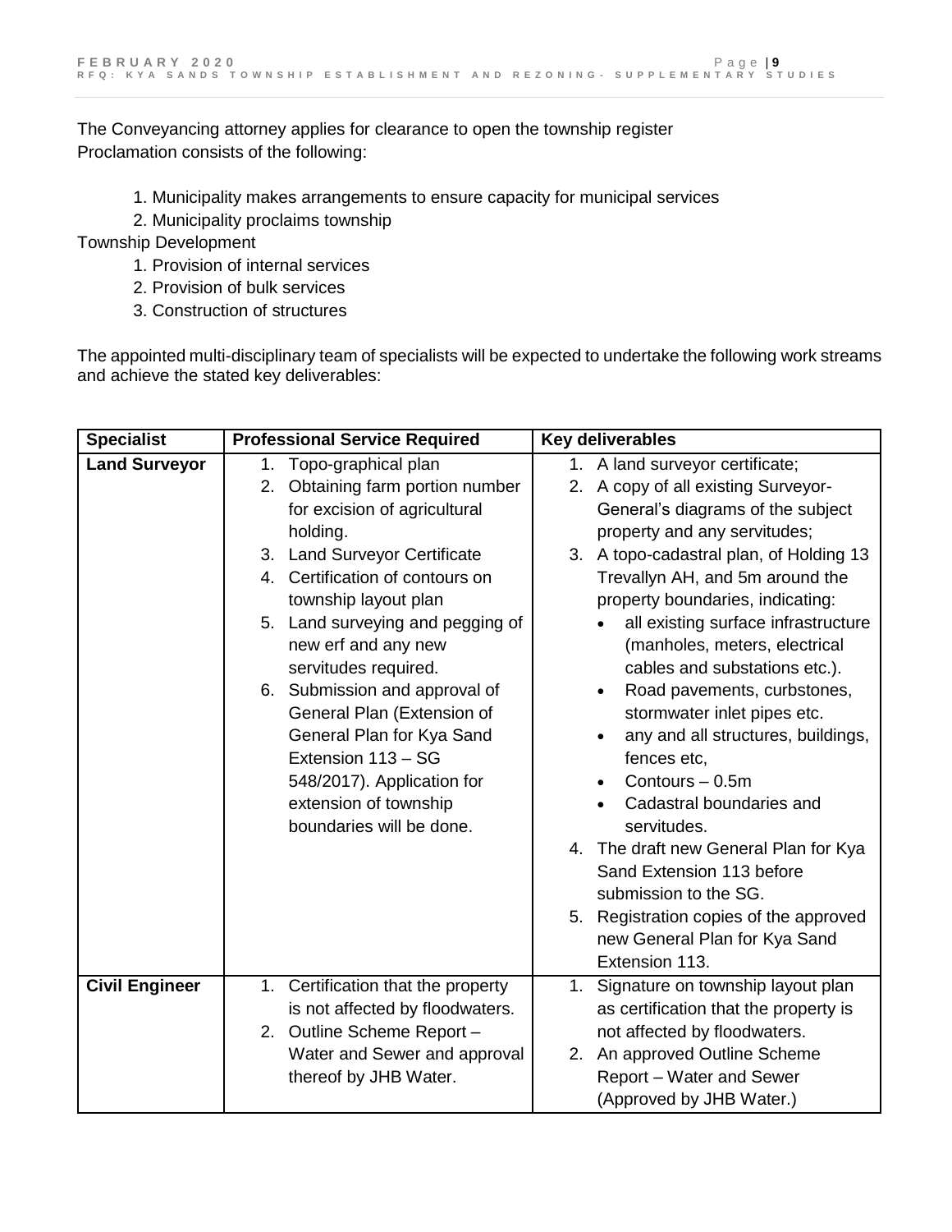The Conveyancing attorney applies for clearance to open the township register
Proclamation consists of the following:

1. Municipality makes arrangements to ensure capacity for municipal services
2. Municipality proclaims township

Township Development

1. Provision of internal services
2. Provision of bulk services
3. Construction of structures

The appointed multi-disciplinary team of specialists will be expected to undertake the following work streams and achieve the stated key deliverables:

| Specialist | Professional Service Required | Key deliverables |
|---|---|---|
| **Land Surveyor** | 1. Topo-graphical plan<br>2. Obtaining farm portion number for excision of agricultural holding.<br>3. Land Surveyor Certificate<br>4. Certification of contours on township layout plan<br>5. Land surveying and pegging of new erf and any new servitudes required.<br>6. Submission and approval of General Plan (Extension of General Plan for Kya Sand Extension 113 – SG 548/2017). Application for extension of township boundaries will be done. | 1. A land surveyor certificate;<br>2. A copy of all existing Surveyor-General's diagrams of the subject property and any servitudes;<br>3. A topo-cadastral plan, of Holding 13 Trevallyn AH, and 5m around the property boundaries, indicating:<br>• all existing surface infrastructure (manholes, meters, electrical cables and substations etc.).<br>• Road pavements, curbstones, stormwater inlet pipes etc.<br>• any and all structures, buildings, fences etc,<br>• Contours – 0.5m<br>• Cadastral boundaries and servitudes.<br>4. The draft new General Plan for Kya Sand Extension 113 before submission to the SG.<br>5. Registration copies of the approved new General Plan for Kya Sand Extension 113. |
| **Civil Engineer** | 1. Certification that the property is not affected by floodwaters.<br>2. Outline Scheme Report – Water and Sewer and approval thereof by JHB Water. | 1. Signature on township layout plan as certification that the property is not affected by floodwaters.<br>2. An approved Outline Scheme Report – Water and Sewer (Approved by JHB Water.) |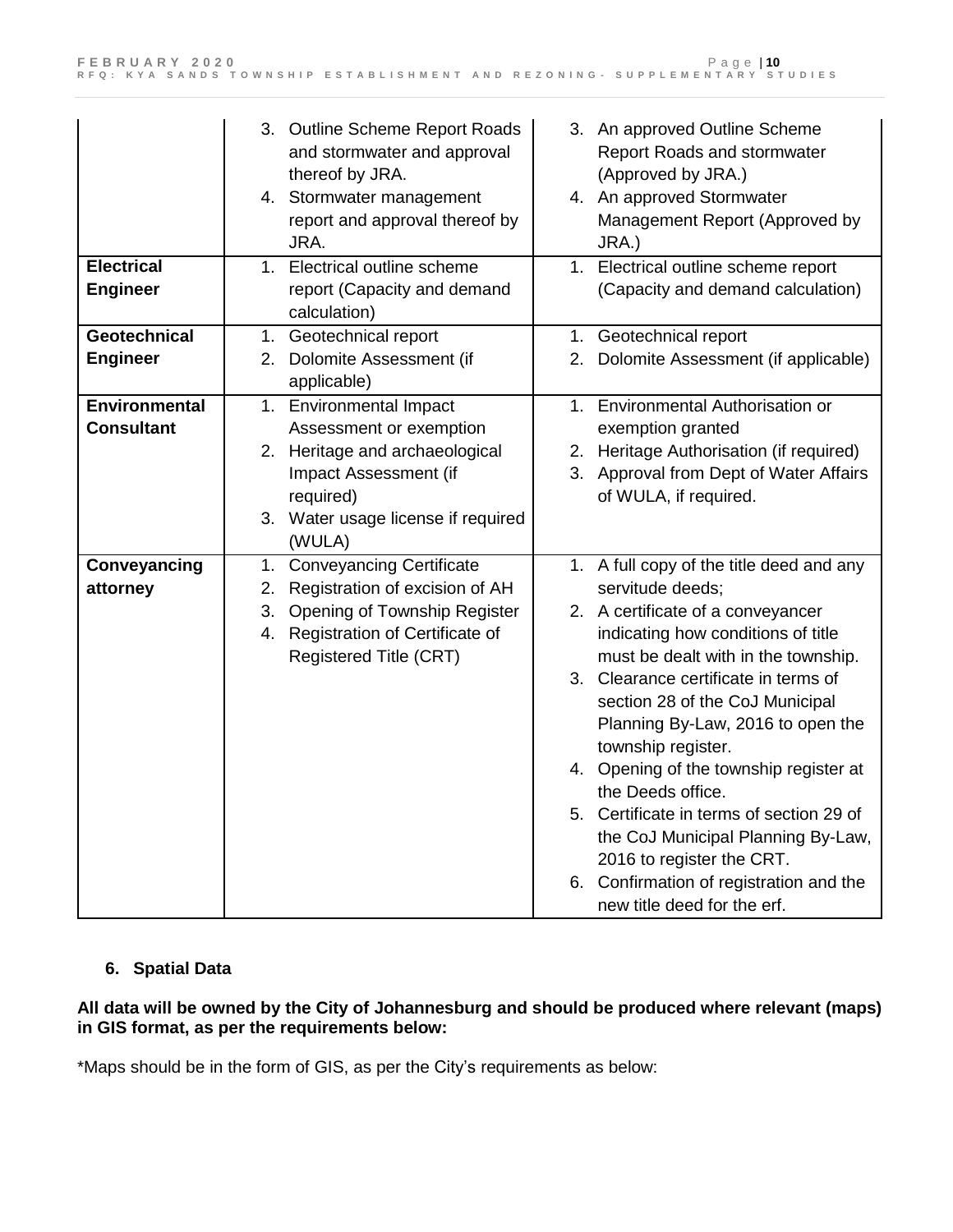| | | |
|---|---|---|
| | 3. Outline Scheme Report Roads and stormwater and approval thereof by JRA.<br>4. Stormwater management report and approval thereof by JRA. | 3. An approved Outline Scheme Report Roads and stormwater (Approved by JRA.)<br>4. An approved Stormwater Management Report (Approved by JRA.) |
| **Electrical Engineer** | 1. Electrical outline scheme report (Capacity and demand calculation) | 1. Electrical outline scheme report (Capacity and demand calculation) |
| **Geotechnical Engineer** | 1. Geotechnical report<br>2. Dolomite Assessment (if applicable) | 1. Geotechnical report<br>2. Dolomite Assessment (if applicable) |
| **Environmental Consultant** | 1. Environmental Impact Assessment or exemption<br>2. Heritage and archaeological Impact Assessment (if required)<br>3. Water usage license if required (WULA) | 1. Environmental Authorisation or exemption granted<br>2. Heritage Authorisation (if required)<br>3. Approval from Dept of Water Affairs of WULA, if required. |
| **Conveyancing attorney** | 1. Conveyancing Certificate<br>2. Registration of excision of AH<br>3. Opening of Township Register<br>4. Registration of Certificate of Registered Title (CRT) | 1. A full copy of the title deed and any servitude deeds;<br>2. A certificate of a conveyancer indicating how conditions of title must be dealt with in the township.<br>3. Clearance certificate in terms of section 28 of the CoJ Municipal Planning By-Law, 2016 to open the township register.<br>4. Opening of the township register at the Deeds office.<br>5. Certificate in terms of section 29 of the CoJ Municipal Planning By-Law, 2016 to register the CRT.<br>6. Confirmation of registration and the new title deed for the erf. |

## 6. Spatial Data

**All data will be owned by the City of Johannesburg and should be produced where relevant (maps) in GIS format, as per the requirements below:**

*Maps should be in the form of GIS, as per the City's requirements as below: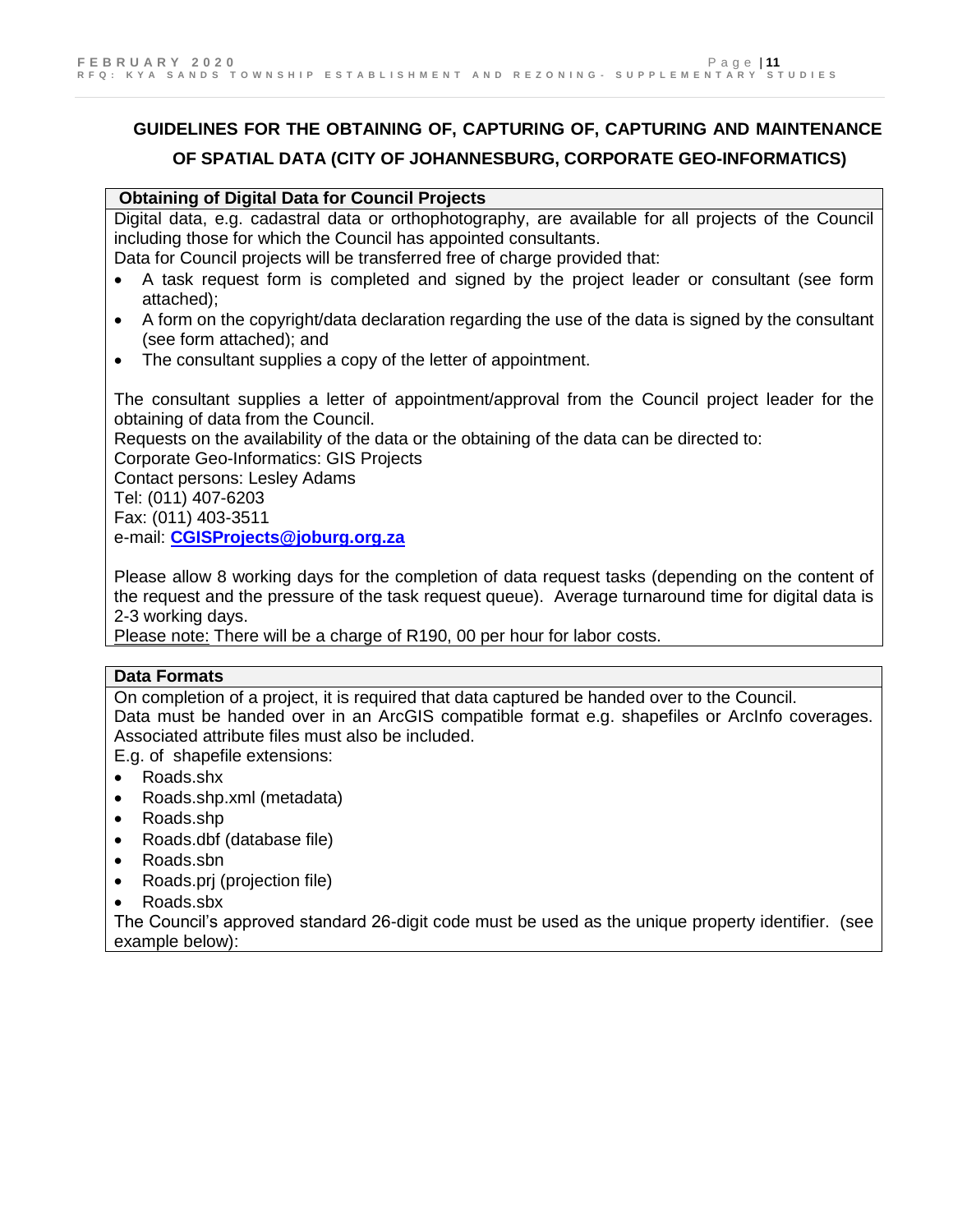## GUIDELINES FOR THE OBTAINING OF, CAPTURING OF, CAPTURING AND MAINTENANCE OF SPATIAL DATA (CITY OF JOHANNESBURG, CORPORATE GEO-INFORMATICS)

**Obtaining of Digital Data for Council Projects**

Digital data, e.g. cadastral data or orthophotography, are available for all projects of the Council including those for which the Council has appointed consultants.

Data for Council projects will be transferred free of charge provided that:

- A task request form is completed and signed by the project leader or consultant (see form attached);
- A form on the copyright/data declaration regarding the use of the data is signed by the consultant (see form attached); and
- The consultant supplies a copy of the letter of appointment.

The consultant supplies a letter of appointment/approval from the Council project leader for the obtaining of data from the Council.

Requests on the availability of the data or the obtaining of the data can be directed to:

Corporate Geo-Informatics: GIS Projects

Contact persons: Lesley Adams

Tel: (011) 407-6203

Fax: (011) 403-3511

e-mail: **CGISProjects@joburg.org.za**

Please allow 8 working days for the completion of data request tasks (depending on the content of the request and the pressure of the task request queue). Average turnaround time for digital data is 2-3 working days.

Please note: There will be a charge of R190, 00 per hour for labor costs.

**Data Formats**

On completion of a project, it is required that data captured be handed over to the Council.

Data must be handed over in an ArcGIS compatible format e.g. shapefiles or ArcInfo coverages. Associated attribute files must also be included.

E.g. of shapefile extensions:

- Roads.shx
- Roads.shp.xml (metadata)
- Roads.shp
- Roads.dbf (database file)
- Roads.sbn
- Roads.prj (projection file)
- Roads.sbx

The Council's approved standard 26-digit code must be used as the unique property identifier. (see example below):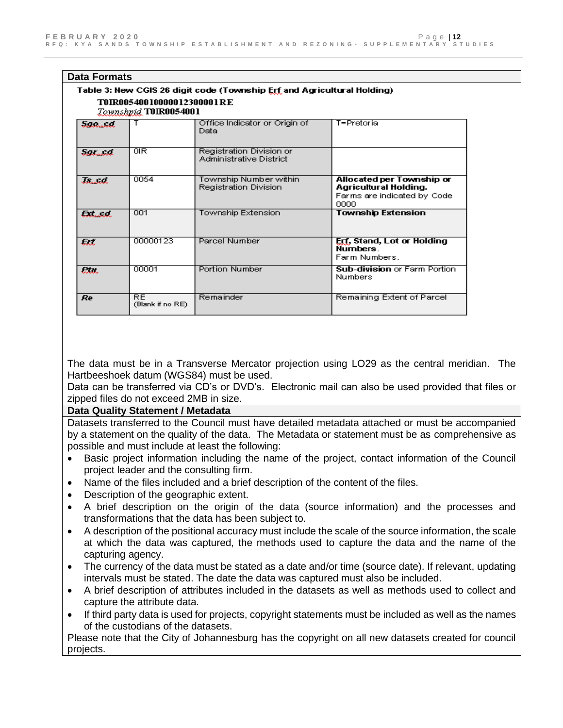## Data Formats

**Table 3: New CGIS 26 digit code (Township Erf and Agricultural Holding)**

**T0IR0054001000001230000​1RE**

*Townshpid* **T0IR0054001**

| | | | |
|---|---|---|---|
| ***Sgo_cd*** | T | Office Indicator or Origin of Data | T=Pretoria |
| ***Sgr_cd*** | 0IR | Registration Division or Administrative District | |
| ***Ts_cd*** | 0054 | Township Number within Registration Division | **Allocated per Township or Agricultural Holding.** Farms are indicated by Code 0000 |
| ***Ext_cd*** | 001 | Township Extension | **Township Extension** |
| ***Erf*** | 00000123 | Parcel Number | **Erf, Stand, Lot or Holding Numbers**. Farm Numbers. |
| ***Ptn*** | 00001 | Portion Number | **Sub-division** or Farm Portion Numbers |
| ***Re*** | RE (Blank if no RE) | Remainder | Remaining Extent of Parcel |

The data must be in a Transverse Mercator projection using LO29 as the central meridian. The Hartbeeshoek datum (WGS84) must be used.

Data can be transferred via CD's or DVD's. Electronic mail can also be used provided that files or zipped files do not exceed 2MB in size.

## Data Quality Statement / Metadata

Datasets transferred to the Council must have detailed metadata attached or must be accompanied by a statement on the quality of the data. The Metadata or statement must be as comprehensive as possible and must include at least the following:

- Basic project information including the name of the project, contact information of the Council project leader and the consulting firm.
- Name of the files included and a brief description of the content of the files.
- Description of the geographic extent.
- A brief description on the origin of the data (source information) and the processes and transformations that the data has been subject to.
- A description of the positional accuracy must include the scale of the source information, the scale at which the data was captured, the methods used to capture the data and the name of the capturing agency.
- The currency of the data must be stated as a date and/or time (source date). If relevant, updating intervals must be stated. The date the data was captured must also be included.
- A brief description of attributes included in the datasets as well as methods used to collect and capture the attribute data.
- If third party data is used for projects, copyright statements must be included as well as the names of the custodians of the datasets.

Please note that the City of Johannesburg has the copyright on all new datasets created for council projects.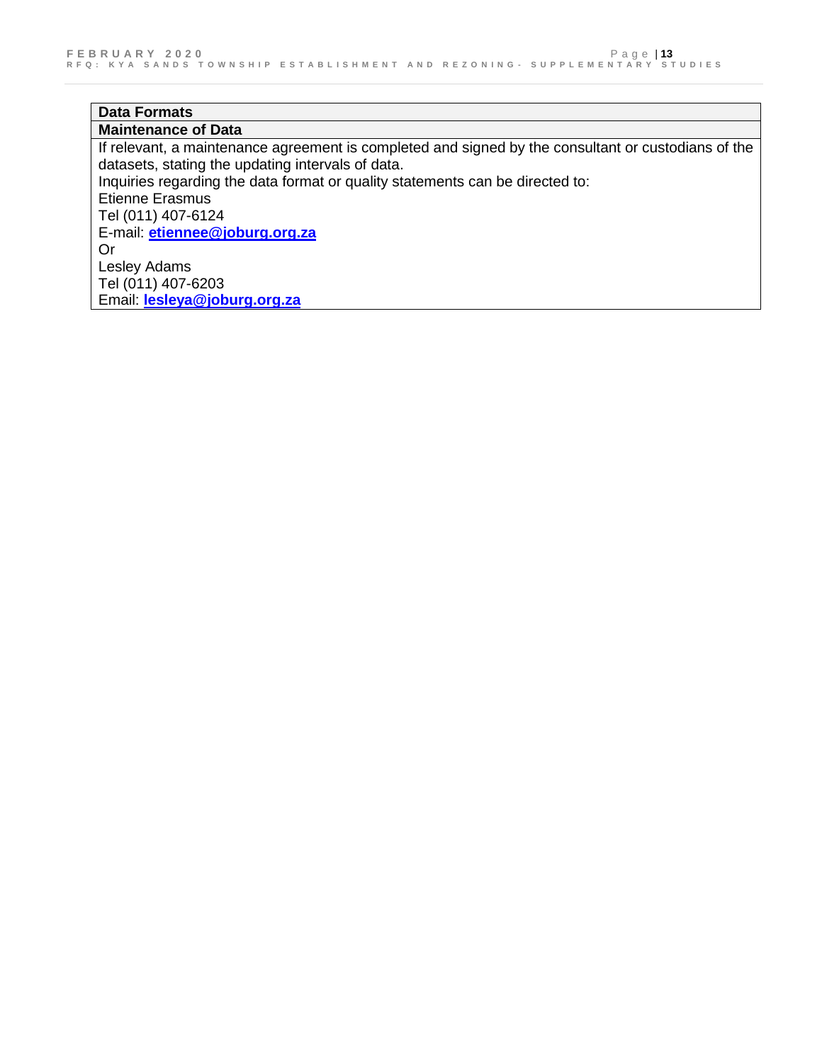| Data Formats |
| --- |
| **Maintenance of Data** |
| If relevant, a maintenance agreement is completed and signed by the consultant or custodians of the datasets, stating the updating intervals of data.<br>Inquiries regarding the data format or quality statements can be directed to:<br>Etienne Erasmus<br>Tel (011) 407-6124<br>E-mail: **etiennee@joburg.org.za**<br>Or<br>Lesley Adams<br>Tel (011) 407-6203<br>Email: **lesleya@joburg.org.za** |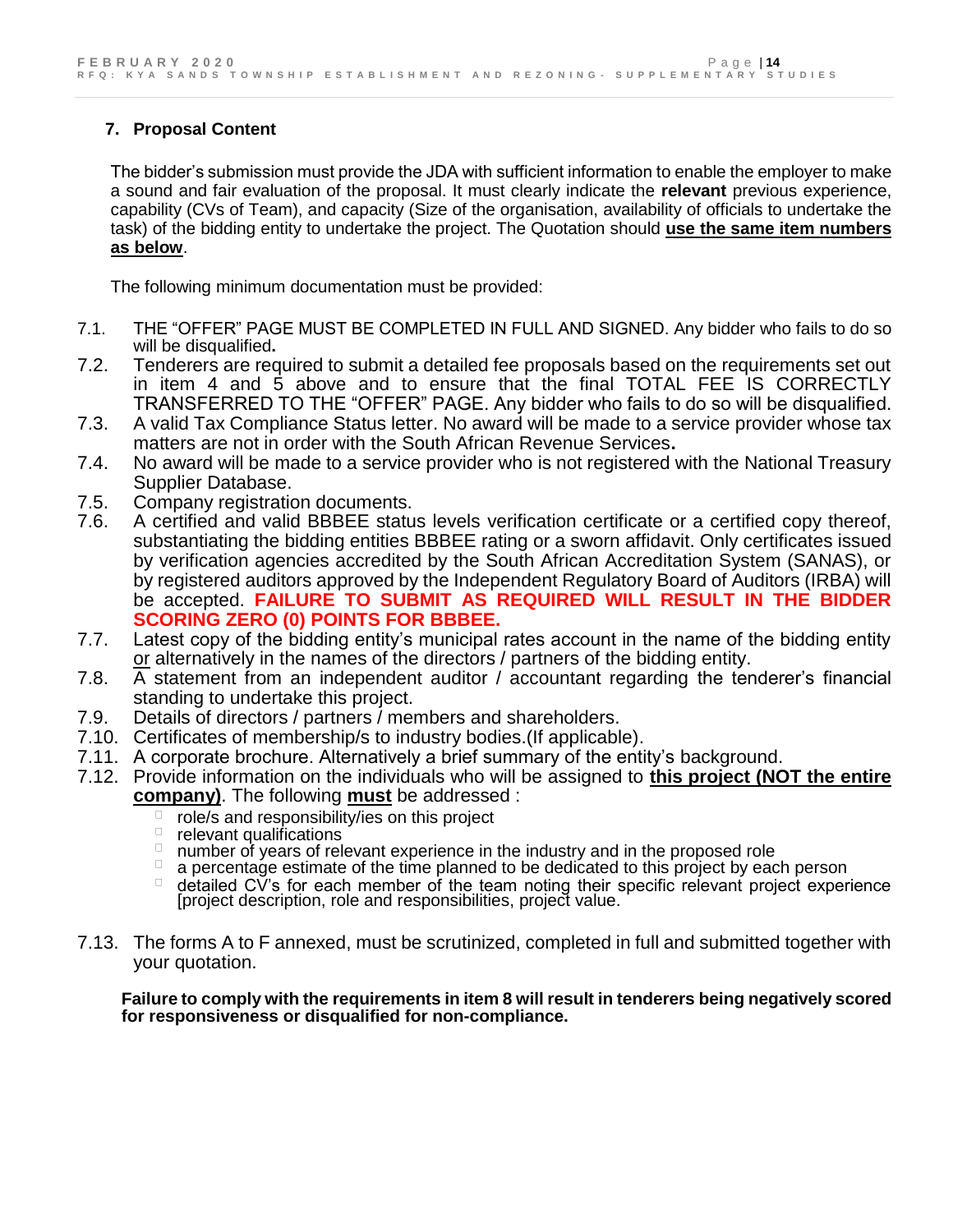## 7. Proposal Content

The bidder's submission must provide the JDA with sufficient information to enable the employer to make a sound and fair evaluation of the proposal. It must clearly indicate the **relevant** previous experience, capability (CVs of Team), and capacity (Size of the organisation, availability of officials to undertake the task) of the bidding entity to undertake the project. The Quotation should **<u>use the same item numbers as below</u>**.

The following minimum documentation must be provided:

7.1. THE "OFFER" PAGE MUST BE COMPLETED IN FULL AND SIGNED. Any bidder who fails to do so will be disqualified**.**

7.2. Tenderers are required to submit a detailed fee proposals based on the requirements set out in item 4 and 5 above and to ensure that the final TOTAL FEE IS CORRECTLY TRANSFERRED TO THE "OFFER" PAGE. Any bidder who fails to do so will be disqualified.

7.3. A valid Tax Compliance Status letter. No award will be made to a service provider whose tax matters are not in order with the South African Revenue Services**.**

7.4. No award will be made to a service provider who is not registered with the National Treasury Supplier Database.

7.5. Company registration documents.

7.6. A certified and valid BBBEE status levels verification certificate or a certified copy thereof, substantiating the bidding entities BBBEE rating or a sworn affidavit. Only certificates issued by verification agencies accredited by the South African Accreditation System (SANAS), or by registered auditors approved by the Independent Regulatory Board of Auditors (IRBA) will be accepted. **FAILURE TO SUBMIT AS REQUIRED WILL RESULT IN THE BIDDER SCORING ZERO (0) POINTS FOR BBBEE.**

7.7. Latest copy of the bidding entity's municipal rates account in the name of the bidding entity <u>or</u> alternatively in the names of the directors / partners of the bidding entity.

7.8. A statement from an independent auditor / accountant regarding the tenderer's financial standing to undertake this project.

7.9. Details of directors / partners / members and shareholders.

7.10. Certificates of membership/s to industry bodies.(If applicable).

7.11. A corporate brochure. Alternatively a brief summary of the entity's background.

7.12. Provide information on the individuals who will be assigned to **<u>this project (NOT the entire company)</u>**. The following **<u>must</u>** be addressed :

- role/s and responsibility/ies on this project
- relevant qualifications
- number of years of relevant experience in the industry and in the proposed role
- a percentage estimate of the time planned to be dedicated to this project by each person
- detailed CV's for each member of the team noting their specific relevant project experience [project description, role and responsibilities, project value.

7.13. The forms A to F annexed, must be scrutinized, completed in full and submitted together with your quotation.

**Failure to comply with the requirements in item 8 will result in tenderers being negatively scored for responsiveness or disqualified for non-compliance.**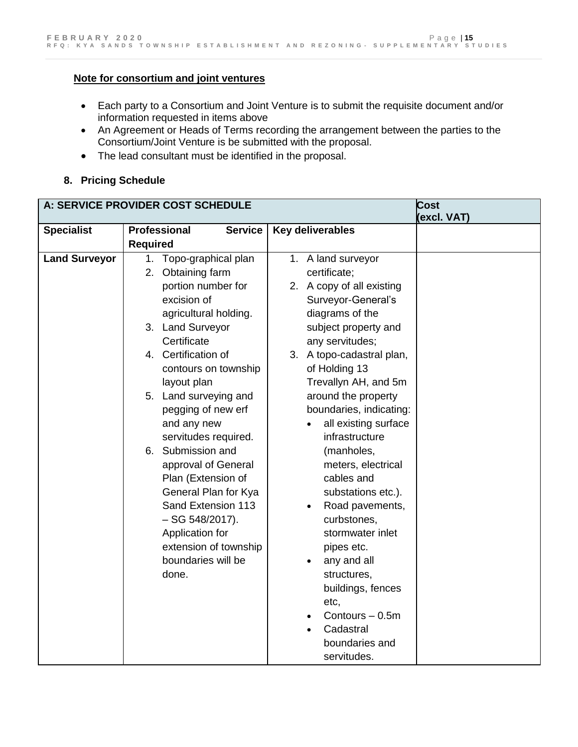**Note for consortium and joint ventures**

- Each party to a Consortium and Joint Venture is to submit the requisite document and/or information requested in items above
- An Agreement or Heads of Terms recording the arrangement between the parties to the Consortium/Joint Venture is be submitted with the proposal.
- The lead consultant must be identified in the proposal.

## 8. Pricing Schedule

| A: SERVICE PROVIDER COST SCHEDULE | | | Cost (excl. VAT) |
|---|---|---|---|
| **Specialist** | **Professional Service Required** | **Key deliverables** | |
| **Land Surveyor** | 1. Topo-graphical plan<br>2. Obtaining farm portion number for excision of agricultural holding.<br>3. Land Surveyor Certificate<br>4. Certification of contours on township layout plan<br>5. Land surveying and pegging of new erf and any new servitudes required.<br>6. Submission and approval of General Plan (Extension of General Plan for Kya Sand Extension 113 – SG 548/2017). Application for extension of township boundaries will be done. | 1. A land surveyor certificate;<br>2. A copy of all existing Surveyor-General's diagrams of the subject property and any servitudes;<br>3. A topo-cadastral plan, of Holding 13 Trevallyn AH, and 5m around the property boundaries, indicating:<br>• all existing surface infrastructure (manholes, meters, electrical cables and substations etc.).<br>• Road pavements, curbstones, stormwater inlet pipes etc.<br>• any and all structures, buildings, fences etc,<br>• Contours – 0.5m<br>• Cadastral boundaries and servitudes. | |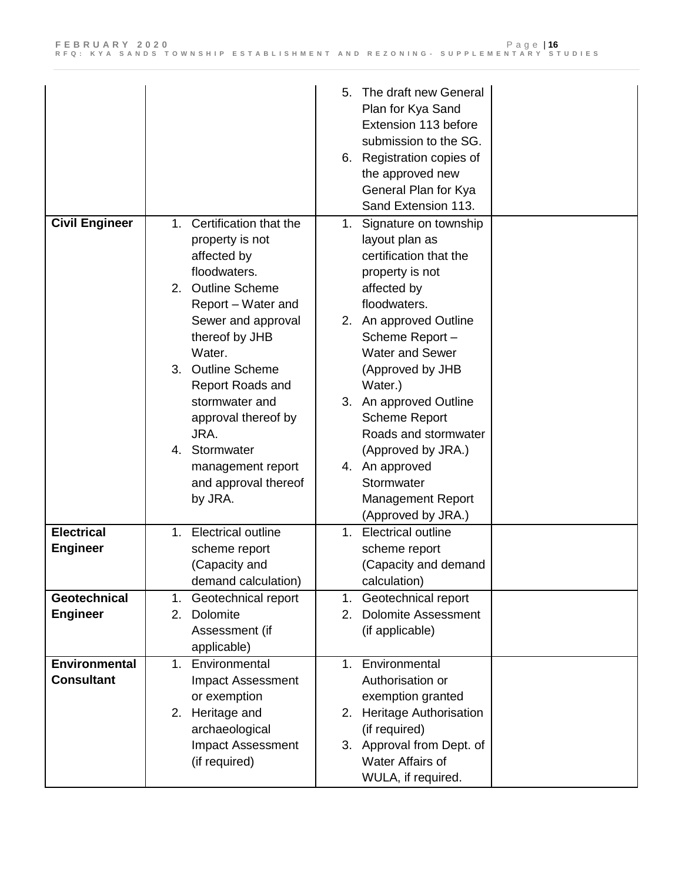| | | | |
|---|---|---|---|
| | | 5. The draft new General Plan for Kya Sand Extension 113 before submission to the SG.<br>6. Registration copies of the approved new General Plan for Kya Sand Extension 113. | |
| **Civil Engineer** | 1. Certification that the property is not affected by floodwaters.<br>2. Outline Scheme Report – Water and Sewer and approval thereof by JHB Water.<br>3. Outline Scheme Report Roads and stormwater and approval thereof by JRA.<br>4. Stormwater management report and approval thereof by JRA. | 1. Signature on township layout plan as certification that the property is not affected by floodwaters.<br>2. An approved Outline Scheme Report – Water and Sewer (Approved by JHB Water.)<br>3. An approved Outline Scheme Report Roads and stormwater (Approved by JRA.)<br>4. An approved Stormwater Management Report (Approved by JRA.) | |
| **Electrical Engineer** | 1. Electrical outline scheme report (Capacity and demand calculation) | 1. Electrical outline scheme report (Capacity and demand calculation) | |
| **Geotechnical Engineer** | 1. Geotechnical report<br>2. Dolomite Assessment (if applicable) | 1. Geotechnical report<br>2. Dolomite Assessment (if applicable) | |
| **Environmental Consultant** | 1. Environmental Impact Assessment or exemption<br>2. Heritage and archaeological Impact Assessment (if required) | 1. Environmental Authorisation or exemption granted<br>2. Heritage Authorisation (if required)<br>3. Approval from Dept. of Water Affairs of WULA, if required. | |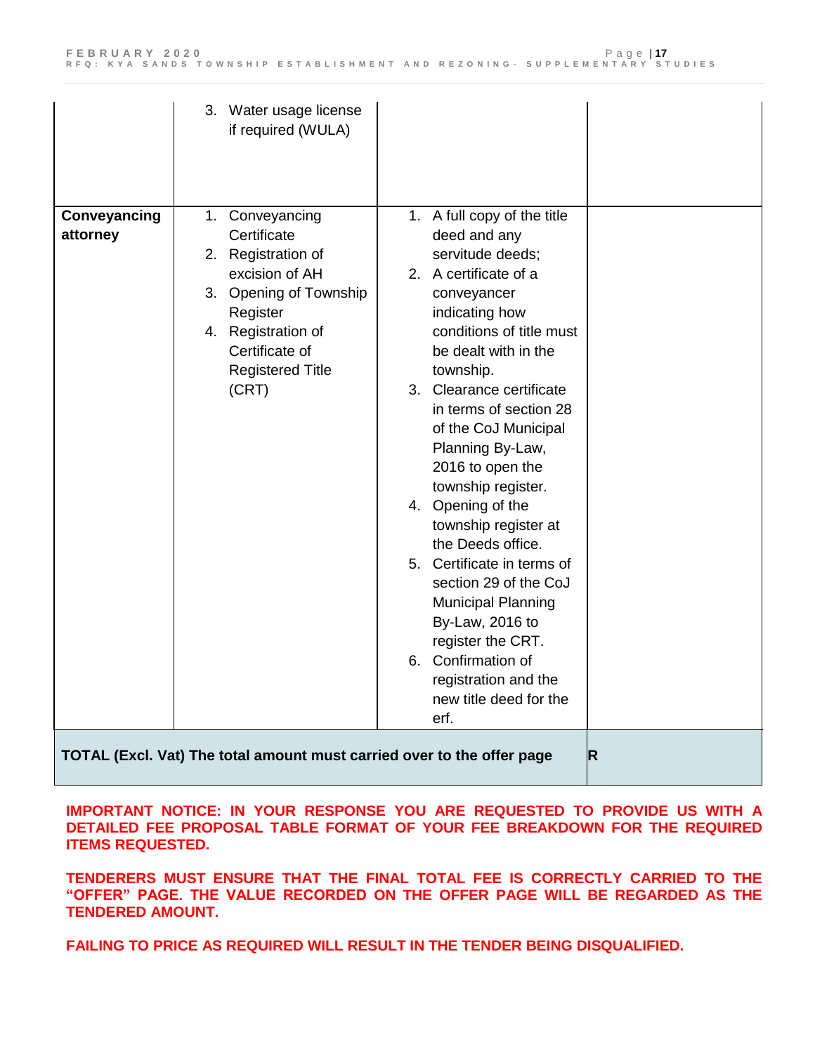| | | | |
|---|---|---|---|
| | 3. Water usage license if required (WULA) | | |
| **Conveyancing attorney** | 1. Conveyancing Certificate<br>2. Registration of excision of AH<br>3. Opening of Township Register<br>4. Registration of Certificate of Registered Title (CRT) | 1. A full copy of the title deed and any servitude deeds;<br>2. A certificate of a conveyancer indicating how conditions of title must be dealt with in the township.<br>3. Clearance certificate in terms of section 28 of the CoJ Municipal Planning By-Law, 2016 to open the township register.<br>4. Opening of the township register at the Deeds office.<br>5. Certificate in terms of section 29 of the CoJ Municipal Planning By-Law, 2016 to register the CRT.<br>6. Confirmation of registration and the new title deed for the erf. | |
| **TOTAL (Excl. Vat) The total amount must carried over to the offer page** | | | **R** |

**IMPORTANT NOTICE: IN YOUR RESPONSE YOU ARE REQUESTED TO PROVIDE US WITH A DETAILED FEE PROPOSAL TABLE FORMAT OF YOUR FEE BREAKDOWN FOR THE REQUIRED ITEMS REQUESTED.**

**TENDERERS MUST ENSURE THAT THE FINAL TOTAL FEE IS CORRECTLY CARRIED TO THE "OFFER" PAGE. THE VALUE RECORDED ON THE OFFER PAGE WILL BE REGARDED AS THE TENDERED AMOUNT.**

**FAILING TO PRICE AS REQUIRED WILL RESULT IN THE TENDER BEING DISQUALIFIED.**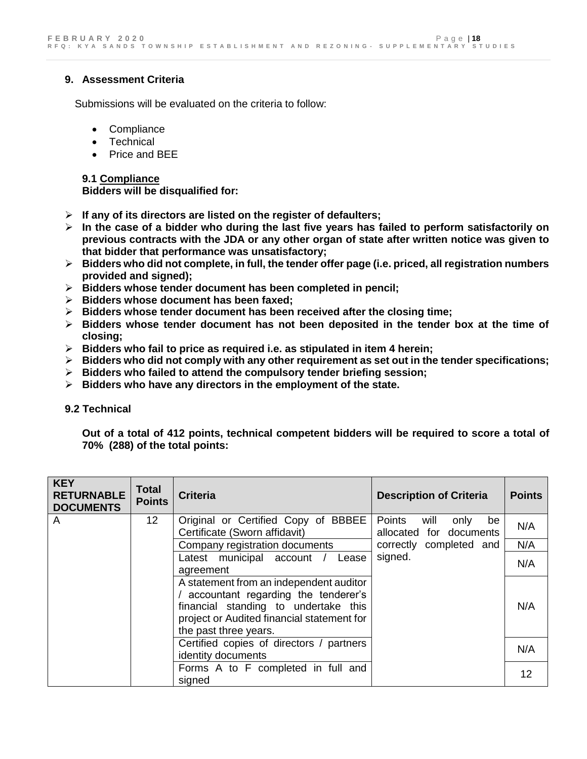## 9. Assessment Criteria

Submissions will be evaluated on the criteria to follow:

- Compliance
- Technical
- Price and BEE

### 9.1 Compliance

**Bidders will be disqualified for:**

- **If any of its directors are listed on the register of defaulters;**
- **In the case of a bidder who during the last five years has failed to perform satisfactorily on previous contracts with the JDA or any other organ of state after written notice was given to that bidder that performance was unsatisfactory;**
- **Bidders who did not complete, in full, the tender offer page (i.e. priced, all registration numbers provided and signed);**
- **Bidders whose tender document has been completed in pencil;**
- **Bidders whose document has been faxed;**
- **Bidders whose tender document has been received after the closing time;**
- **Bidders whose tender document has not been deposited in the tender box at the time of closing;**
- **Bidders who fail to price as required i.e. as stipulated in item 4 herein;**
- **Bidders who did not comply with any other requirement as set out in the tender specifications;**
- **Bidders who failed to attend the compulsory tender briefing session;**
- **Bidders who have any directors in the employment of the state.**

### 9.2 Technical

**Out of a total of 412 points, technical competent bidders will be required to score a total of 70% (288) of the total points:**

| KEY RETURNABLE DOCUMENTS | Total Points | Criteria | Description of Criteria | Points |
|---|---|---|---|---|
| A | 12 | Original or Certified Copy of BBBEE Certificate (Sworn affidavit) | Points will only be allocated for documents correctly completed and signed. | N/A |
| | | Company registration documents | | N/A |
| | | Latest municipal account / Lease agreement | | N/A |
| | | A statement from an independent auditor / accountant regarding the tenderer's financial standing to undertake this project or Audited financial statement for the past three years. | | N/A |
| | | Certified copies of directors / partners identity documents | | N/A |
| | | Forms A to F completed in full and signed | | 12 |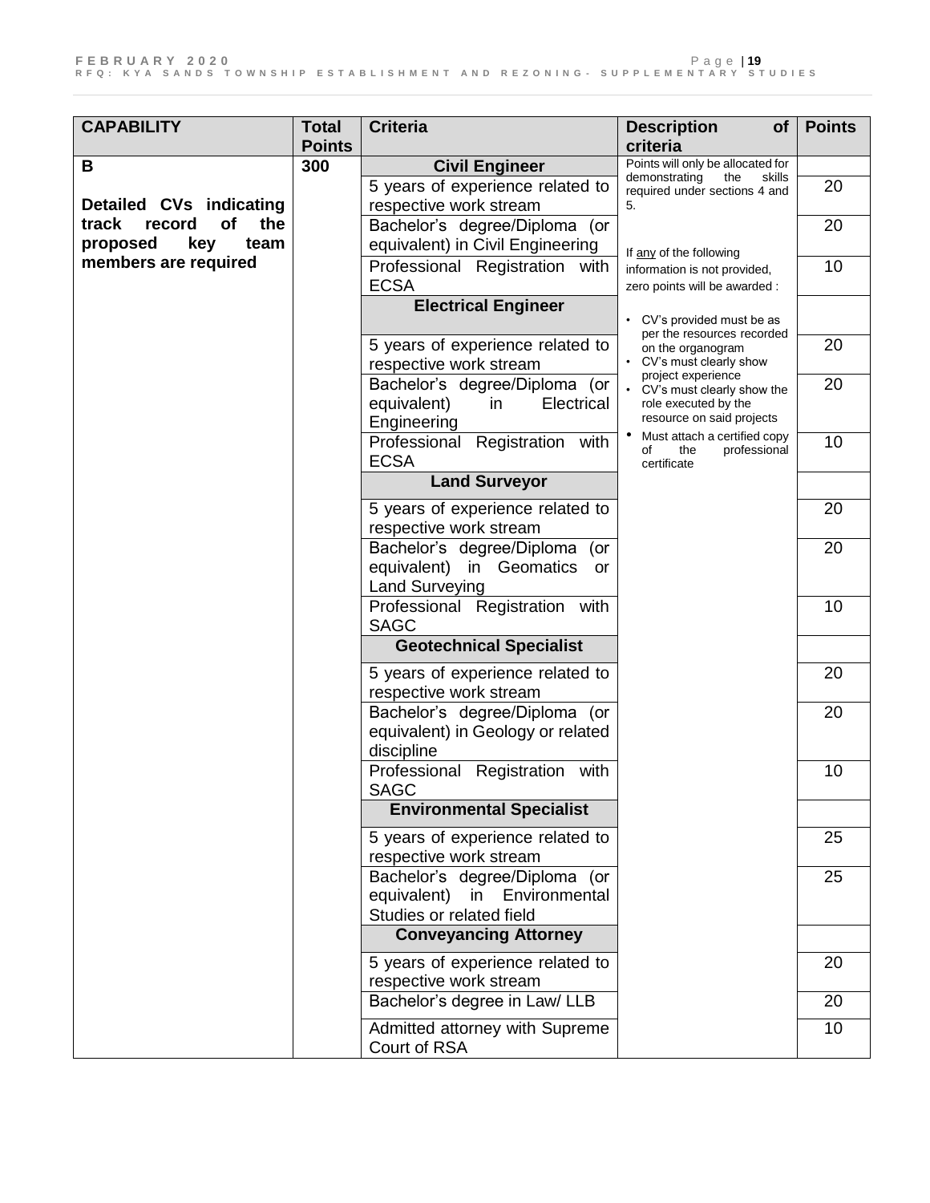| CAPABILITY | Total Points | Criteria | Description of criteria | Points |
|---|---|---|---|---|
| **B**<br><br>**Detailed CVs indicating track record of the proposed key team members are required** | **300** | **Civil Engineer** | Points will only be allocated for demonstrating the skills required under sections 4 and 5.<br><br>If <u>any</u> of the following information is not provided, zero points will be awarded :<br><br>• CV's provided must be as per the resources recorded on the organogram<br>• CV's must clearly show project experience<br>• CV's must clearly show the role executed by the resource on said projects<br>• Must attach a certified copy of the professional certificate | |
| | | 5 years of experience related to work stream | | 20 |
| | | Bachelor's degree/Diploma (or equivalent) in Civil Engineering | | 20 |
| | | Professional Registration with ECSA | | 10 |
| | | **Electrical Engineer** | | |
| | | 5 years of experience related to respective work stream | | 20 |
| | | Bachelor's degree/Diploma (or equivalent) in Electrical Engineering | | 20 |
| | | Professional Registration with ECSA | | 10 |
| | | **Land Surveyor** | | |
| | | 5 years of experience related to respective work stream | | 20 |
| | | Bachelor's degree/Diploma (or equivalent) in Geomatics or Land Surveying | | 20 |
| | | Professional Registration with SAGC | | 10 |
| | | **Geotechnical Specialist** | | |
| | | 5 years of experience related to respective work stream | | 20 |
| | | Bachelor's degree/Diploma (or equivalent) in Geology or related discipline | | 20 |
| | | Professional Registration with SAGC | | 10 |
| | | **Environmental Specialist** | | |
| | | 5 years of experience related to respective work stream | | 25 |
| | | Bachelor's degree/Diploma (or equivalent) in Environmental Studies or related field | | 25 |
| | | **Conveyancing Attorney** | | |
| | | 5 years of experience related to respective work stream | | 20 |
| | | Bachelor's degree in Law/ LLB | | 20 |
| | | Admitted attorney with Supreme Court of RSA | | 10 |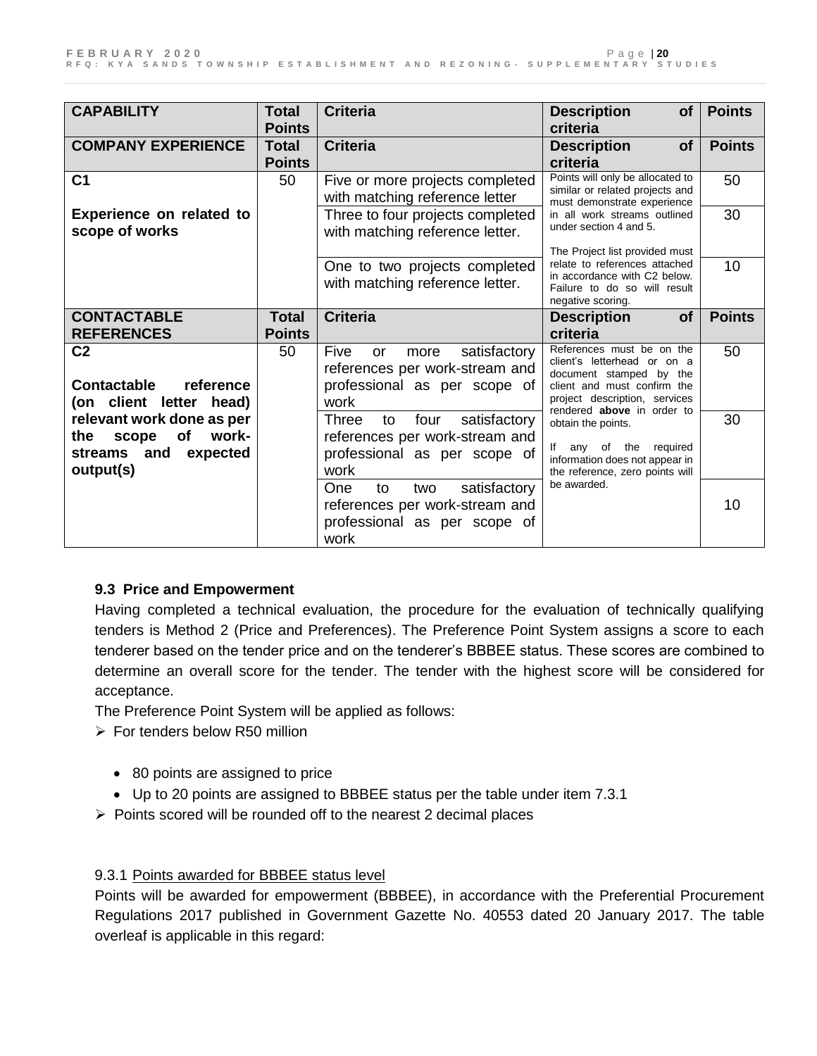| CAPABILITY | Total Points | Criteria | Description of criteria | Points |
|---|---|---|---|---|
| **COMPANY EXPERIENCE** | **Total Points** | **Criteria** | **Description of criteria** | **Points** |
| **C1**<br><br>**Experience on related to scope of works** | 50 | Five or more projects completed with matching reference letter | Points will only be allocated to similar or related projects and must demonstrate experience in all work streams outlined under section 4 and 5.<br><br>The Project list provided must relate to references attached in accordance with C2 below. Failure to do so will result negative scoring. | 50 |
| | | Three to four projects completed with matching reference letter. | | 30 |
| | | One to two projects completed with matching reference letter. | | 10 |
| **CONTACTABLE REFERENCES** | **Total Points** | **Criteria** | **Description of criteria** | **Points** |
| **C2**<br><br>**Contactable reference (on client letter head) relevant work done as per the scope of work-streams and expected output(s)** | 50 | Five or more satisfactory references per work-stream and professional as per scope of work | References must be on the client's letterhead or on a document stamped by the client and must confirm the project description, services rendered **above** in order to obtain the points.<br><br>If any of the required information does not appear in the reference, zero points will be awarded. | 50 |
| | | Three to four satisfactory references per work-stream and professional as per scope of work | | 30 |
| | | One to two satisfactory references per work-stream and professional as per scope of work | | 10 |

### 9.3 Price and Empowerment

Having completed a technical evaluation, the procedure for the evaluation of technically qualifying tenders is Method 2 (Price and Preferences). The Preference Point System assigns a score to each tenderer based on the tender price and on the tenderer's BBBEE status. These scores are combined to determine an overall score for the tender. The tender with the highest score will be considered for acceptance.

The Preference Point System will be applied as follows:

- For tenders below R50 million
  - 80 points are assigned to price
  - Up to 20 points are assigned to BBBEE status per the table under item 7.3.1
- Points scored will be rounded off to the nearest 2 decimal places

9.3.1 Points awarded for BBBEE status level

Points will be awarded for empowerment (BBBEE), in accordance with the Preferential Procurement Regulations 2017 published in Government Gazette No. 40553 dated 20 January 2017. The table overleaf is applicable in this regard: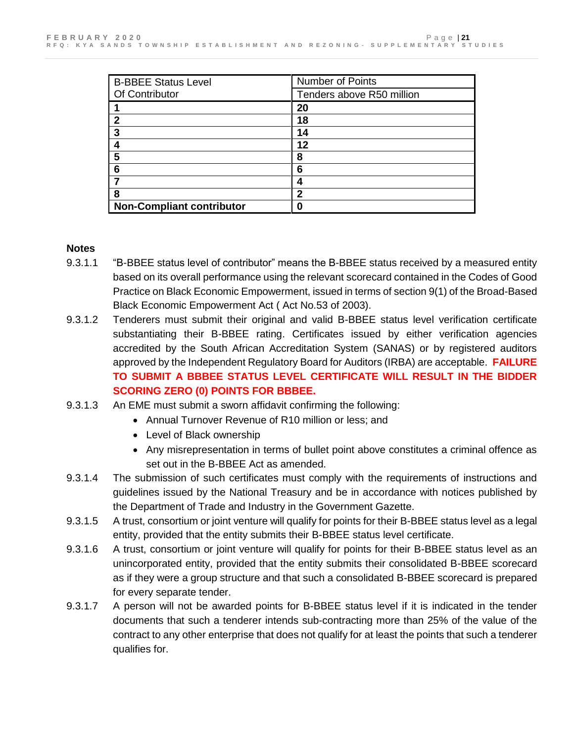| B-BBEE Status Level Of Contributor | Number of Points |
| --- | --- |
| | Tenders above R50 million |
| **1** | **20** |
| **2** | **18** |
| **3** | **14** |
| **4** | **12** |
| **5** | **8** |
| **6** | **6** |
| **7** | **4** |
| **8** | **2** |
| **Non-Compliant contributor** | **0** |

**Notes**

9.3.1.1 "B-BBEE status level of contributor" means the B-BBEE status received by a measured entity based on its overall performance using the relevant scorecard contained in the Codes of Good Practice on Black Economic Empowerment, issued in terms of section 9(1) of the Broad-Based Black Economic Empowerment Act ( Act No.53 of 2003).

9.3.1.2 Tenderers must submit their original and valid B-BBEE status level verification certificate substantiating their B-BBEE rating. Certificates issued by either verification agencies accredited by the South African Accreditation System (SANAS) or by registered auditors approved by the Independent Regulatory Board for Auditors (IRBA) are acceptable. **FAILURE TO SUBMIT A BBBEE STATUS LEVEL CERTIFICATE WILL RESULT IN THE BIDDER SCORING ZERO (0) POINTS FOR BBBEE.**

9.3.1.3 An EME must submit a sworn affidavit confirming the following:

- Annual Turnover Revenue of R10 million or less; and
- Level of Black ownership
- Any misrepresentation in terms of bullet point above constitutes a criminal offence as set out in the B-BBEE Act as amended.

9.3.1.4 The submission of such certificates must comply with the requirements of instructions and guidelines issued by the National Treasury and be in accordance with notices published by the Department of Trade and Industry in the Government Gazette.

9.3.1.5 A trust, consortium or joint venture will qualify for points for their B-BBEE status level as a legal entity, provided that the entity submits their B-BBEE status level certificate.

9.3.1.6 A trust, consortium or joint venture will qualify for points for their B-BBEE status level as an unincorporated entity, provided that the entity submits their consolidated B-BBEE scorecard as if they were a group structure and that such a consolidated B-BBEE scorecard is prepared for every separate tender.

9.3.1.7 A person will not be awarded points for B-BBEE status level if it is indicated in the tender documents that such a tenderer intends sub-contracting more than 25% of the value of the contract to any other enterprise that does not qualify for at least the points that such a tenderer qualifies for.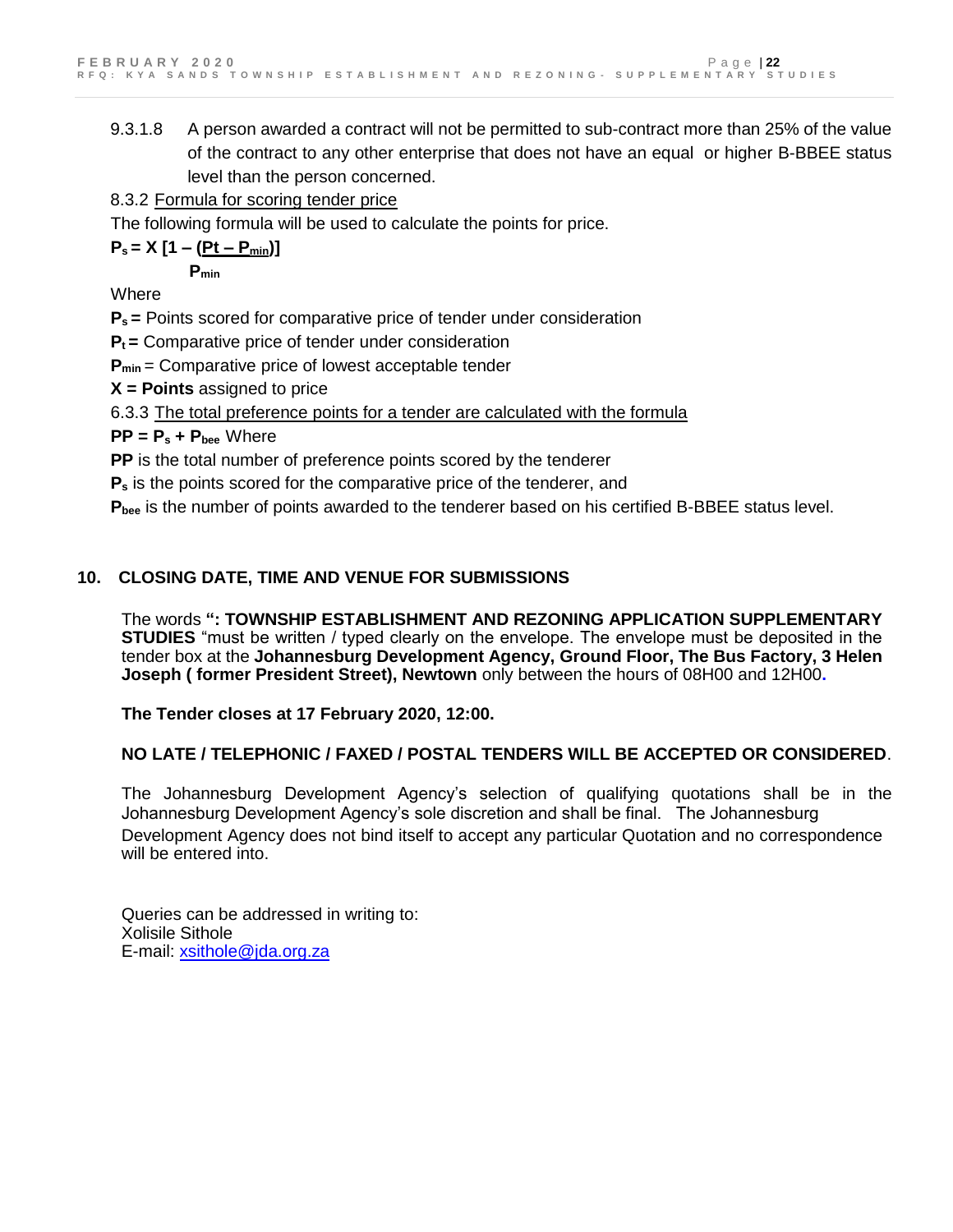9.3.1.8 A person awarded a contract will not be permitted to sub-contract more than 25% of the value of the contract to any other enterprise that does not have an equal or higher B-BBEE status level than the person concerned.

8.3.2 Formula for scoring tender price

The following formula will be used to calculate the points for price.

$$P_s = X \left[1 - \frac{(Pt - P_{min})}{P_{min}}\right]$$

Where

**$P_s$ =** Points scored for comparative price of tender under consideration

**$P_t$ =** Comparative price of tender under consideration

**$P_{min}$** = Comparative price of lowest acceptable tender

**X = Points** assigned to price

6.3.3 The total preference points for a tender are calculated with the formula

**$PP = P_s + P_{bee}$** Where

**PP** is the total number of preference points scored by the tenderer

**$P_s$** is the points scored for the comparative price of the tenderer, and

**$P_{bee}$** is the number of points awarded to the tenderer based on his certified B-BBEE status level.

## 10. CLOSING DATE, TIME AND VENUE FOR SUBMISSIONS

The words **": TOWNSHIP ESTABLISHMENT AND REZONING APPLICATION SUPPLEMENTARY STUDIES** "must be written / typed clearly on the envelope. The envelope must be deposited in the tender box at the **Johannesburg Development Agency, Ground Floor, The Bus Factory, 3 Helen Joseph ( former President Street), Newtown** only between the hours of 08H00 and 12H00**.**

**The Tender closes at 17 February 2020, 12:00.**

**NO LATE / TELEPHONIC / FAXED / POSTAL TENDERS WILL BE ACCEPTED OR CONSIDERED**.

The Johannesburg Development Agency's selection of qualifying quotations shall be in the Johannesburg Development Agency's sole discretion and shall be final. The Johannesburg Development Agency does not bind itself to accept any particular Quotation and no correspondence will be entered into.

Queries can be addressed in writing to:
Xolisile Sithole
E-mail: xsithole@jda.org.za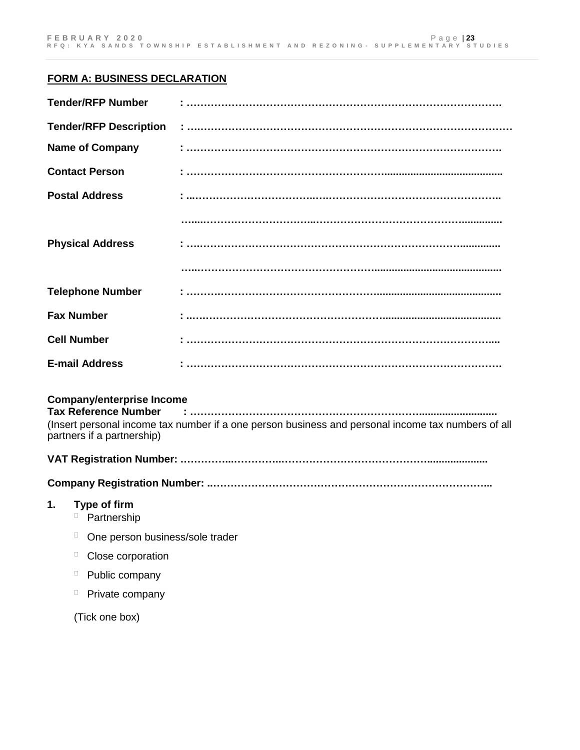**FORM A: BUSINESS DECLARATION**

**Tender/RFP Number** : ……………………………………………………………………………….

**Tender/RFP Description** : …………………………………………………………………………………

**Name of Company** : ……………………………………………………………………………….

**Contact Person** : ………………………………………………………..........................................

**Postal Address** : ..……………………………..……………………………………………..

…....……………………………..…………………………………………..............

**Physical Address** : …..……………………………………………………………………..............

…...…………………………………………………..............................................

**Telephone Number** : ……….……………………………………….............................................

**Fax Number** : ..………………………………………………….............................................

**Cell Number** : ……………………………………………………………………………….....

**E-mail Address** : ……………………………………………………………………………….

**Company/enterprise Income Tax Reference Number** : ……………………………………………………………...........................
(Insert personal income tax number if a one person business and personal income tax numbers of all partners if a partnership)

**VAT Registration Number:** …………...………….…………………………………………….....................

**Company Registration Number:** ..……………………………………………………………………..

**1. Type of firm**

- ☐ Partnership
- ☐ One person business/sole trader
- ☐ Close corporation
- ☐ Public company
- ☐ Private company

(Tick one box)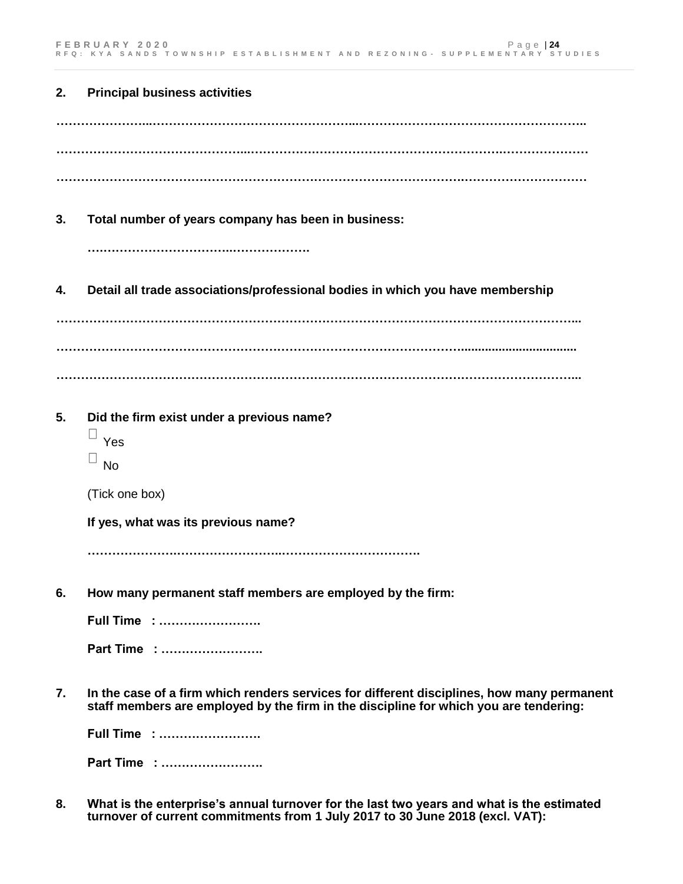**2. Principal business activities**

……………………..……………………………………...………………………………………………..

……………………………………….……………………………………………………………………

……………………………………………………………………………………….……………………

**3. Total number of years company has been in business:**

**……………………………..……………….**

**4. Detail all trade associations/professional bodies in which you have membership**

……………………………………………………………………………………………………………...

……………………………………………………………………………………………………………...

……………………………………………………………………………………………………………...

**5. Did the firm exist under a previous name?**

☐ Yes

☐ No

(Tick one box)

**If yes, what was its previous name?**

**………………….……………………..…………………………….**

**6. How many permanent staff members are employed by the firm:**

**Full Time : …………………….**

**Part Time : …………………….**

**7. In the case of a firm which renders services for different disciplines, how many permanent staff members are employed by the firm in the discipline for which you are tendering:**

**Full Time : …………………….**

**Part Time : …………………….**

**8. What is the enterprise's annual turnover for the last two years and what is the estimated turnover of current commitments from 1 July 2017 to 30 June 2018 (excl. VAT):**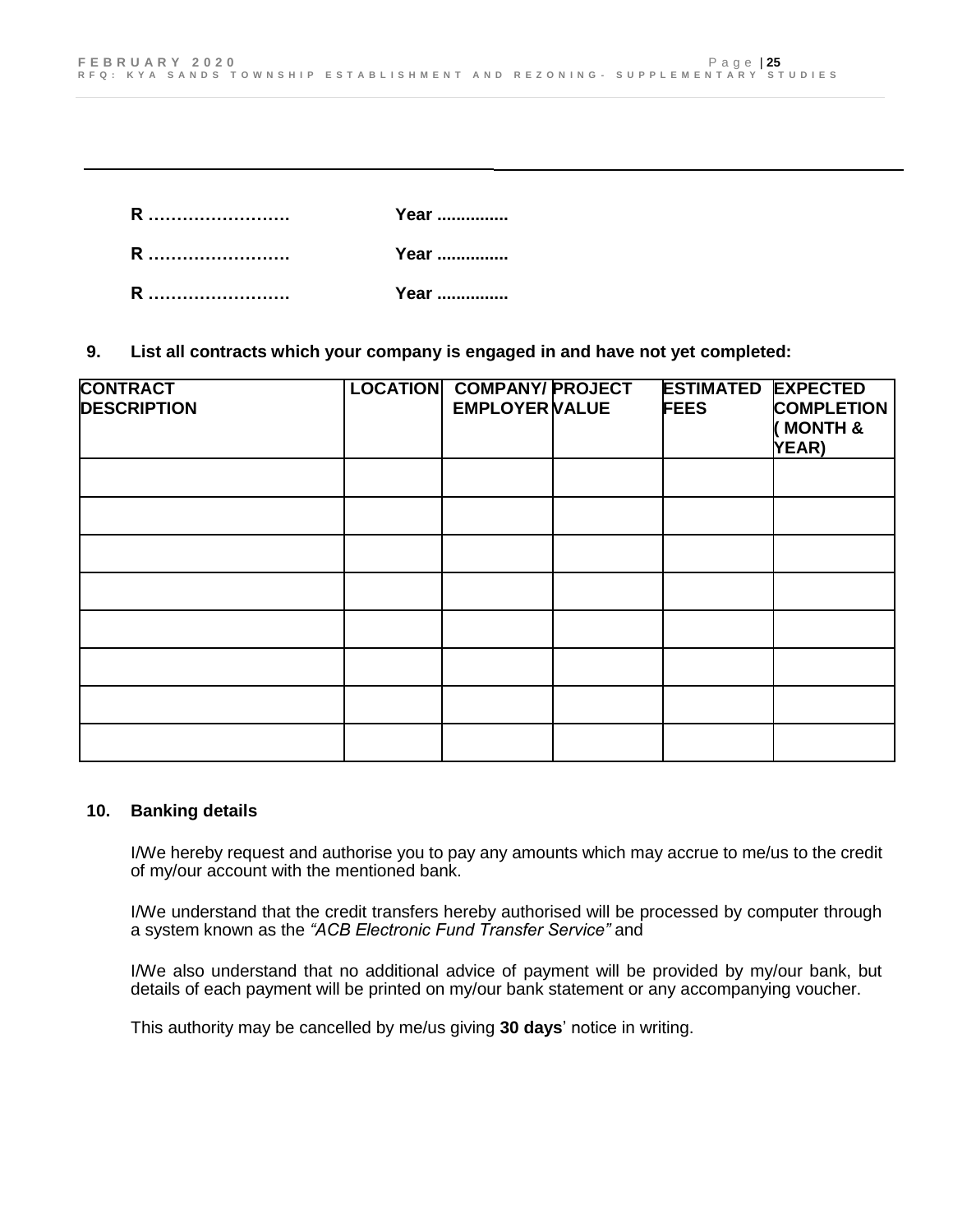**R …………………….** **Year ...............**

**R …………………….** **Year ..............**

**R …………………….** **Year ..............**

**9. List all contracts which your company is engaged in and have not yet completed:**

| CONTRACT DESCRIPTION | LOCATION | COMPANY/ EMPLOYER | PROJECT VALUE | ESTIMATED FEES | EXPECTED COMPLETION ( MONTH & YEAR) |
|---|---|---|---|---|---|
| | | | | | |
| | | | | | |
| | | | | | |
| | | | | | |
| | | | | | |
| | | | | | |
| | | | | | |
| | | | | | |

**10. Banking details**

I/We hereby request and authorise you to pay any amounts which may accrue to me/us to the credit of my/our account with the mentioned bank.

I/We understand that the credit transfers hereby authorised will be processed by computer through a system known as the *"ACB Electronic Fund Transfer Service"* and

I/We also understand that no additional advice of payment will be provided by my/our bank, but details of each payment will be printed on my/our bank statement or any accompanying voucher.

This authority may be cancelled by me/us giving **30 days**' notice in writing.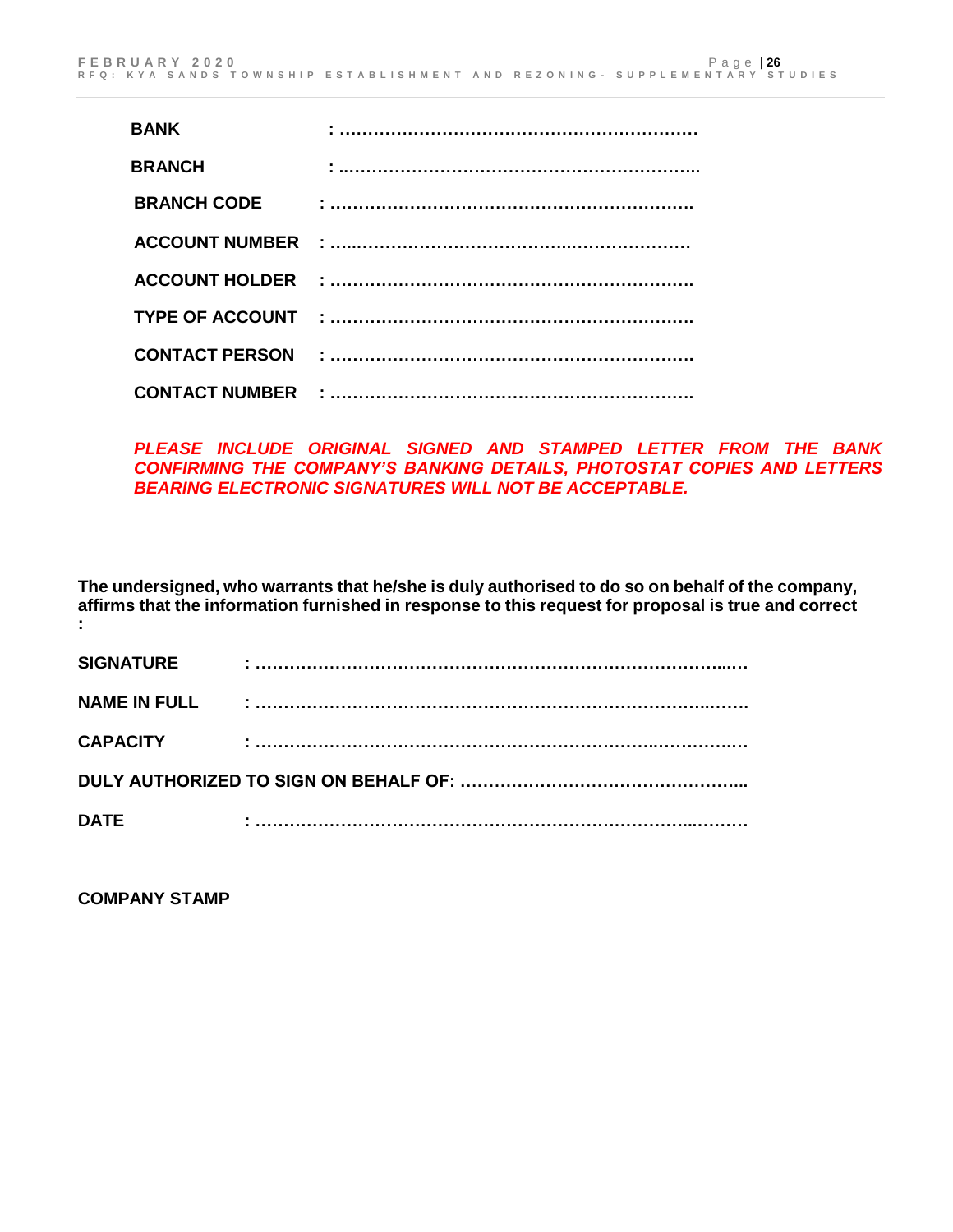**BANK** : …………………………………………………………

**BRANCH** : ..………………………………………………………..

**BRANCH CODE** : ………………………………………………………….

**ACCOUNT NUMBER** : …..…………………………………..…………………

**ACCOUNT HOLDER** : ………………………………………………………….

**TYPE OF ACCOUNT** : ………………………………………………………….

**CONTACT PERSON** : ………………………………………………………….

**CONTACT NUMBER** : ………………………………………………………….

***PLEASE INCLUDE ORIGINAL SIGNED AND STAMPED LETTER FROM THE BANK CONFIRMING THE COMPANY'S BANKING DETAILS, PHOTOSTAT COPIES AND LETTERS BEARING ELECTRONIC SIGNATURES WILL NOT BE ACCEPTABLE.***

**The undersigned, who warrants that he/she is duly authorised to do so on behalf of the company, affirms that the information furnished in response to this request for proposal is true and correct :**

**SIGNATURE** : …………………………………………………………………...…

**NAME IN FULL** : ………………………………………………………………..…….

**CAPACITY** : ……………………………………………………………..…………..…

**DULY AUTHORIZED TO SIGN ON BEHALF OF:** …………………………………………...

**DATE** : ……………………………………………………………………...………

**COMPANY STAMP**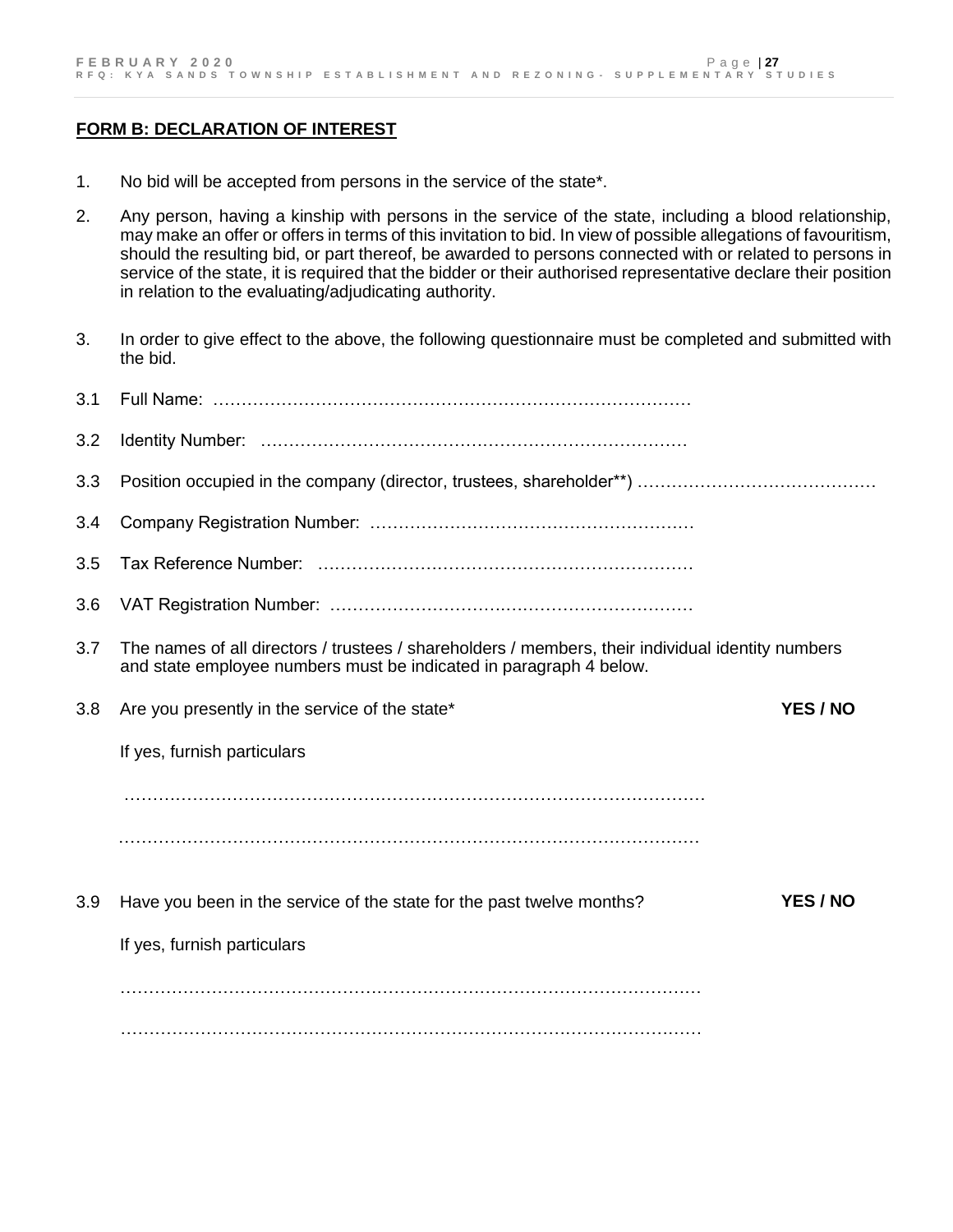**FORM B: DECLARATION OF INTEREST**

1. No bid will be accepted from persons in the service of the state*.

2. Any person, having a kinship with persons in the service of the state, including a blood relationship, may make an offer or offers in terms of this invitation to bid. In view of possible allegations of favouritism, should the resulting bid, or part thereof, be awarded to persons connected with or related to persons in service of the state, it is required that the bidder or their authorised representative declare their position in relation to the evaluating/adjudicating authority.

3. In order to give effect to the above, the following questionnaire must be completed and submitted with the bid.

3.1 Full Name: ……………………………………………………………………….

3.2 Identity Number: ………………………………………………………………….

3.3 Position occupied in the company (director, trustees, shareholder**) ……………………………………

3.4 Company Registration Number: …………………………………………………

3.5 Tax Reference Number: …………………………………………………………

3.6 VAT Registration Number: ………………………………………………………

3.7 The names of all directors / trustees / shareholders / members, their individual identity numbers and state employee numbers must be indicated in paragraph 4 below.

3.8 Are you presently in the service of the state* **YES / NO**

If yes, furnish particulars

……………………………………………………………………………………………

……………………………………………………………………………………………

3.9 Have you been in the service of the state for the past twelve months? **YES / NO**

If yes, furnish particulars

……………………………………………………………………………………………

……………………………………………………………………………………………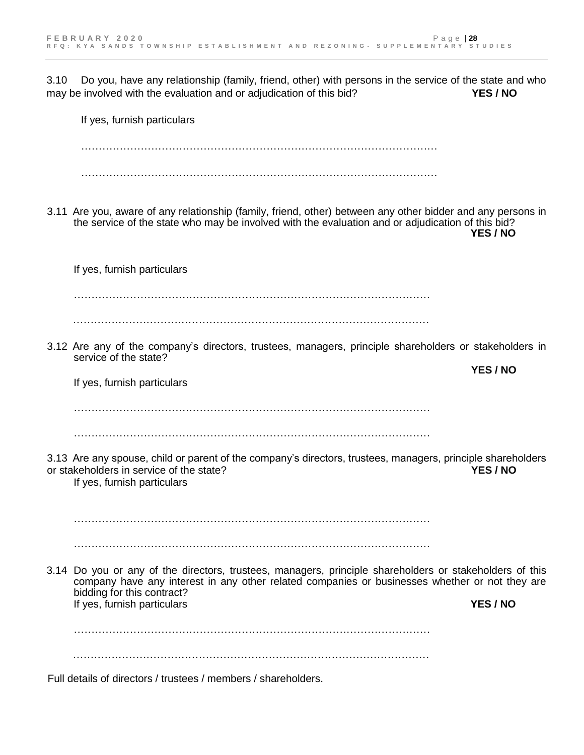3.10 Do you, have any relationship (family, friend, other) with persons in the service of the state and who may be involved with the evaluation and or adjudication of this bid? **YES / NO**

If yes, furnish particulars

……………………………………………………………………………………………

……………………………………………………………………………………………

3.11 Are you, aware of any relationship (family, friend, other) between any other bidder and any persons in the service of the state who may be involved with the evaluation and or adjudication of this bid? **YES / NO**

If yes, furnish particulars

……………………………………………………………………………………………

……………………………………………………………………………………………

3.12 Are any of the company's directors, trustees, managers, principle shareholders or stakeholders in service of the state? **YES / NO**

If yes, furnish particulars

……………………………………………………………………………………………

……………………………………………………………………………………………

3.13 Are any spouse, child or parent of the company's directors, trustees, managers, principle shareholders or stakeholders in service of the state? **YES / NO**

If yes, furnish particulars

……………………………………………………………………………………………

……………………………………………………………………………………………

3.14 Do you or any of the directors, trustees, managers, principle shareholders or stakeholders of this company have any interest in any other related companies or businesses whether or not they are bidding for this contract?

If yes, furnish particulars **YES / NO**

……………………………………………………………………………………………

……………………………………………………………………………………………

Full details of directors / trustees / members / shareholders.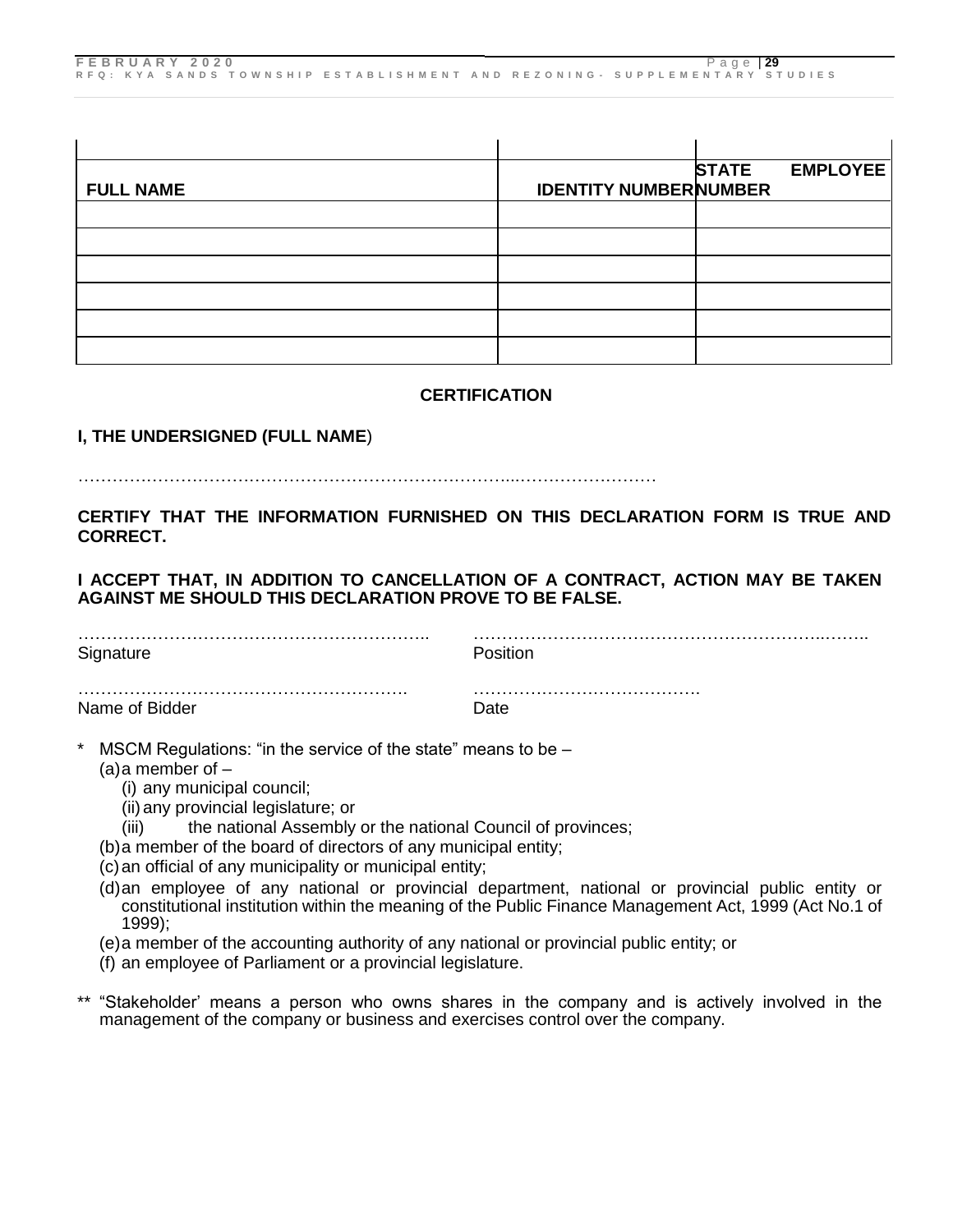| FULL NAME | IDENTITY NUMBER | STATE EMPLOYEE NUMBER |
|---|---|---|
| | | |
| | | |
| | | |
| | | |
| | | |
| | | |

**CERTIFICATION**

**I, THE UNDERSIGNED (FULL NAME**)

…………………………………………………………………...……………………

**CERTIFY THAT THE INFORMATION FURNISHED ON THIS DECLARATION FORM IS TRUE AND CORRECT.**

**I ACCEPT THAT, IN ADDITION TO CANCELLATION OF A CONTRACT, ACTION MAY BE TAKEN AGAINST ME SHOULD THIS DECLARATION PROVE TO BE FALSE.**

……………………………………………………..
Signature

……………………………………………………..……..
Position

………………………………………………….
Name of Bidder

………………………………….
Date

\* MSCM Regulations: "in the service of the state" means to be –

(a) a member of –

(i) any municipal council;

(ii) any provincial legislature; or

(iii) the national Assembly or the national Council of provinces;

(b) a member of the board of directors of any municipal entity;

(c) an official of any municipality or municipal entity;

(d) an employee of any national or provincial department, national or provincial public entity or constitutional institution within the meaning of the Public Finance Management Act, 1999 (Act No.1 of 1999);

(e) a member of the accounting authority of any national or provincial public entity; or

(f) an employee of Parliament or a provincial legislature.

\*\* "Stakeholder' means a person who owns shares in the company and is actively involved in the management of the company or business and exercises control over the company.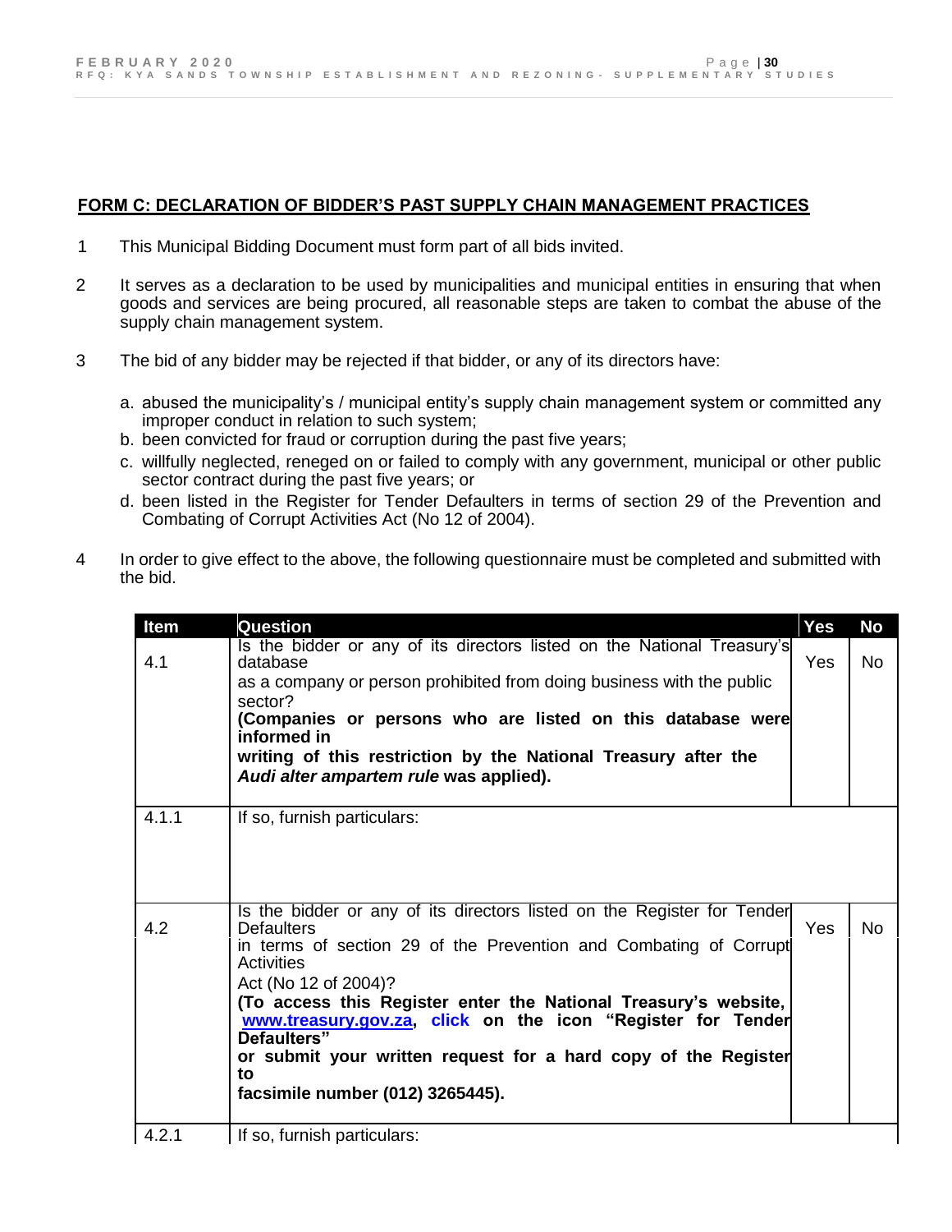## FORM C: DECLARATION OF BIDDER'S PAST SUPPLY CHAIN MANAGEMENT PRACTICES

1 This Municipal Bidding Document must form part of all bids invited.

2 It serves as a declaration to be used by municipalities and municipal entities in ensuring that when goods and services are being procured, all reasonable steps are taken to combat the abuse of the supply chain management system.

3 The bid of any bidder may be rejected if that bidder, or any of its directors have:

   a. abused the municipality's / municipal entity's supply chain management system or committed any improper conduct in relation to such system;
   b. been convicted for fraud or corruption during the past five years;
   c. willfully neglected, reneged on or failed to comply with any government, municipal or other public sector contract during the past five years; or
   d. been listed in the Register for Tender Defaulters in terms of section 29 of the Prevention and Combating of Corrupt Activities Act (No 12 of 2004).

4 In order to give effect to the above, the following questionnaire must be completed and submitted with the bid.

| Item | Question | Yes | No |
|---|---|---|---|
| 4.1 | Is the bidder or any of its directors listed on the National Treasury's database as a company or person prohibited from doing business with the public sector? **(Companies or persons who are listed on this database were informed in writing of this restriction by the National Treasury after the *Audi alter ampartem rule* was applied).** | Yes | No |
| 4.1.1 | If so, furnish particulars: | | |
| 4.2 | Is the bidder or any of its directors listed on the Register for Tender Defaulters in terms of section 29 of the Prevention and Combating of Corrupt Activities Act (No 12 of 2004)? **(To access this Register enter the National Treasury's website, www.treasury.gov.za, click on the icon "Register for Tender Defaulters" or submit your written request for a hard copy of the Register to facsimile number (012) 3265445).** | Yes | No |
| 4.2.1 | If so, furnish particulars: | | |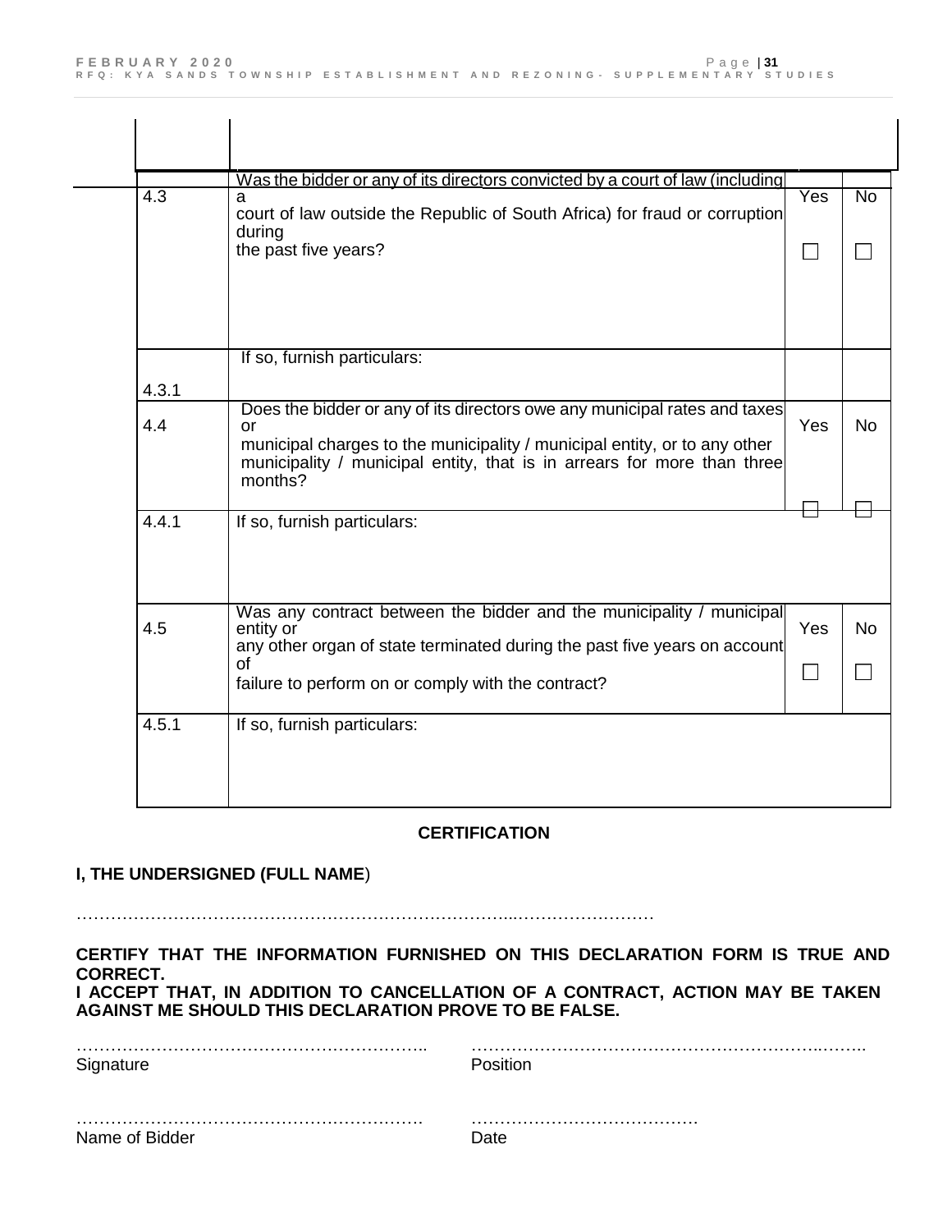| | | | |
|---|---|---|---|
| 4.3 | Was the bidder or any of its directors convicted by a court of law (including a court of law outside the Republic of South Africa) for fraud or corruption during the past five years? | Yes ☐ | No ☐ |
| 4.3.1 | If so, furnish particulars: | | |
| 4.4 | Does the bidder or any of its directors owe any municipal rates and taxes or municipal charges to the municipality / municipal entity, or to any other municipality / municipal entity, that is in arrears for more than three months? | Yes ☐ | No ☐ |
| 4.4.1 | If so, furnish particulars: | | |
| 4.5 | Was any contract between the bidder and the municipality / municipal entity or any other organ of state terminated during the past five years on account of failure to perform on or comply with the contract? | Yes ☐ | No ☐ |
| 4.5.1 | If so, furnish particulars: | | |

**CERTIFICATION**

**I, THE UNDERSIGNED (FULL NAME)**

……………………………………………………………………...……………………

**CERTIFY THAT THE INFORMATION FURNISHED ON THIS DECLARATION FORM IS TRUE AND CORRECT.**
**I ACCEPT THAT, IN ADDITION TO CANCELLATION OF A CONTRACT, ACTION MAY BE TAKEN AGAINST ME SHOULD THIS DECLARATION PROVE TO BE FALSE.**

……………………………………………………..
Signature

……………………………………………………..……..
Position

…………………………………………………….
Name of Bidder

………………………………….
Date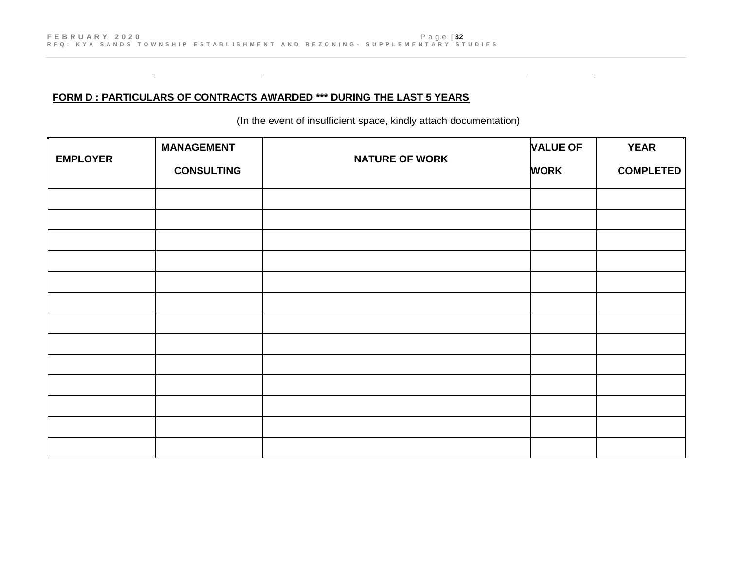**FORM D : PARTICULARS OF CONTRACTS AWARDED *** DURING THE LAST 5 YEARS**

(In the event of insufficient space, kindly attach documentation)

| EMPLOYER | MANAGEMENT CONSULTING | NATURE OF WORK | VALUE OF WORK | YEAR COMPLETED |
|---|---|---|---|---|
| | | | | |
| | | | | |
| | | | | |
| | | | | |
| | | | | |
| | | | | |
| | | | | |
| | | | | |
| | | | | |
| | | | | |
| | | | | |
| | | | | |
| | | | | |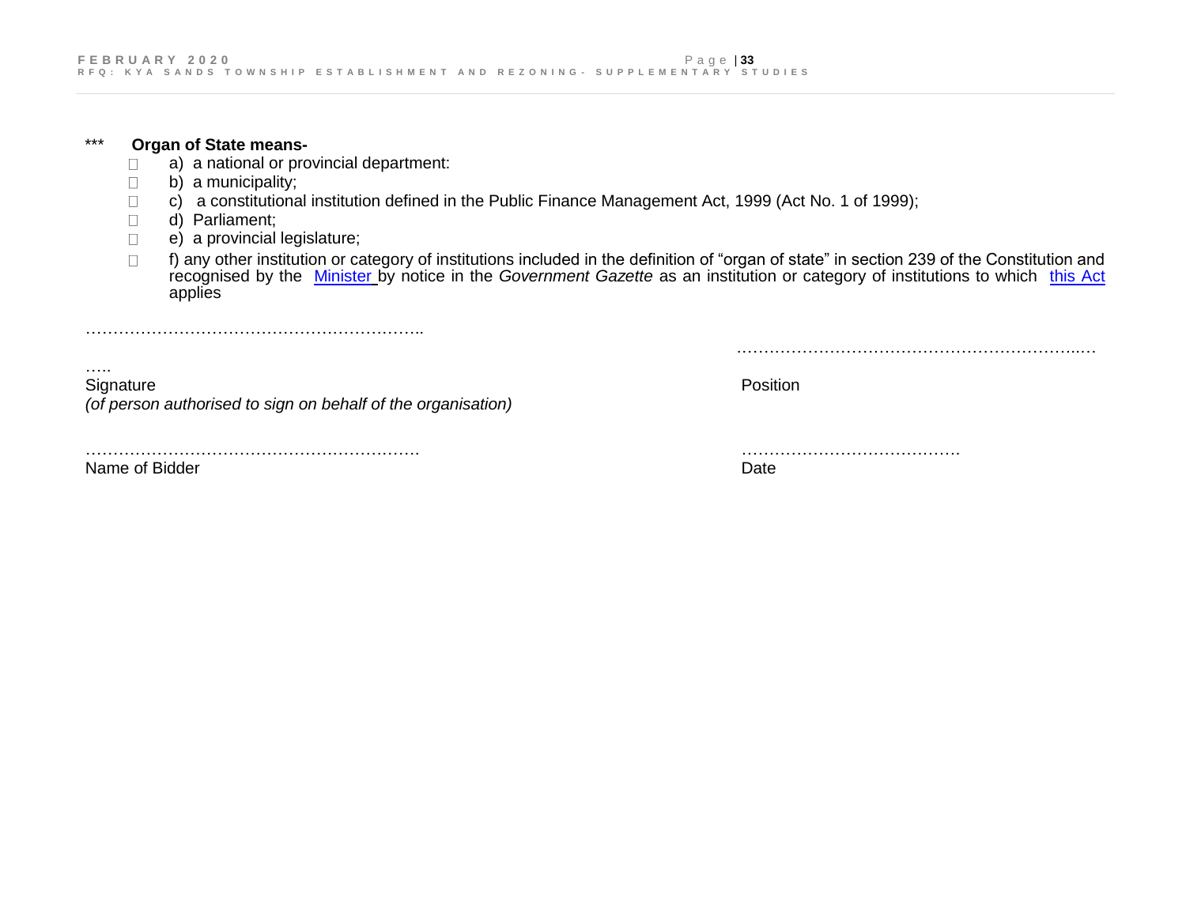\*\*\* **Organ of State means-**

- a) a national or provincial department:
- b) a municipality;
- c) a constitutional institution defined in the Public Finance Management Act, 1999 (Act No. 1 of 1999);
- d) Parliament;
- e) a provincial legislature;
- f) any other institution or category of institutions included in the definition of "organ of state" in section 239 of the Constitution and recognised by the Minister by notice in the *Government Gazette* as an institution or category of institutions to which this Act applies

……………………………………………………….. …………………………………………………………..…

Signature
*(of person authorised to sign on behalf of the organisation)*

Position

……………………………………………………….

Name of Bidder

………………………………….

Date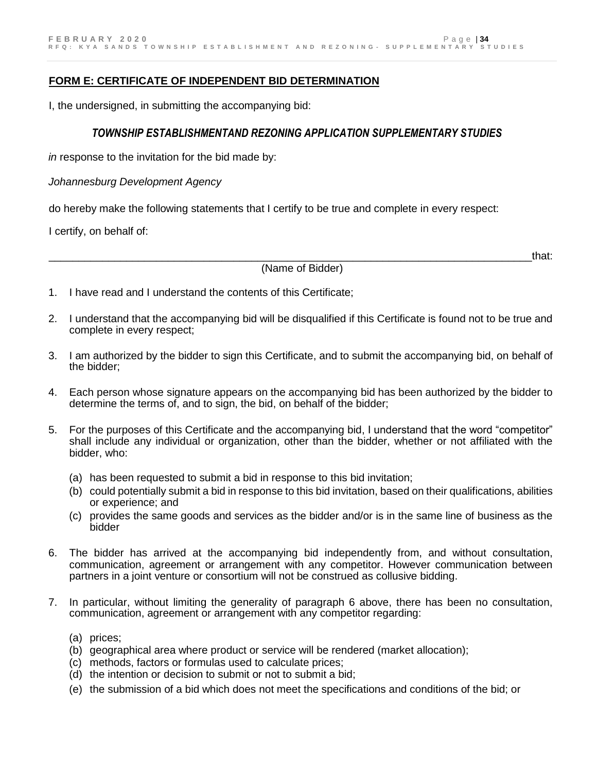**FORM E: CERTIFICATE OF INDEPENDENT BID DETERMINATION**

I, the undersigned, in submitting the accompanying bid:

***TOWNSHIP ESTABLISHMENTAND REZONING APPLICATION SUPPLEMENTARY STUDIES***

*in* response to the invitation for the bid made by:

*Johannesburg Development Agency*

do hereby make the following statements that I certify to be true and complete in every respect:

I certify, on behalf of:

_______________________________________________________________________________that:
(Name of Bidder)

1. I have read and I understand the contents of this Certificate;

2. I understand that the accompanying bid will be disqualified if this Certificate is found not to be true and complete in every respect;

3. I am authorized by the bidder to sign this Certificate, and to submit the accompanying bid, on behalf of the bidder;

4. Each person whose signature appears on the accompanying bid has been authorized by the bidder to determine the terms of, and to sign, the bid, on behalf of the bidder;

5. For the purposes of this Certificate and the accompanying bid, I understand that the word "competitor" shall include any individual or organization, other than the bidder, whether or not affiliated with the bidder, who:

   (a) has been requested to submit a bid in response to this bid invitation;
   (b) could potentially submit a bid in response to this bid invitation, based on their qualifications, abilities or experience; and
   (c) provides the same goods and services as the bidder and/or is in the same line of business as the bidder

6. The bidder has arrived at the accompanying bid independently from, and without consultation, communication, agreement or arrangement with any competitor. However communication between partners in a joint venture or consortium will not be construed as collusive bidding.

7. In particular, without limiting the generality of paragraph 6 above, there has been no consultation, communication, agreement or arrangement with any competitor regarding:

   (a) prices;
   (b) geographical area where product or service will be rendered (market allocation);
   (c) methods, factors or formulas used to calculate prices;
   (d) the intention or decision to submit or not to submit a bid;
   (e) the submission of a bid which does not meet the specifications and conditions of the bid; or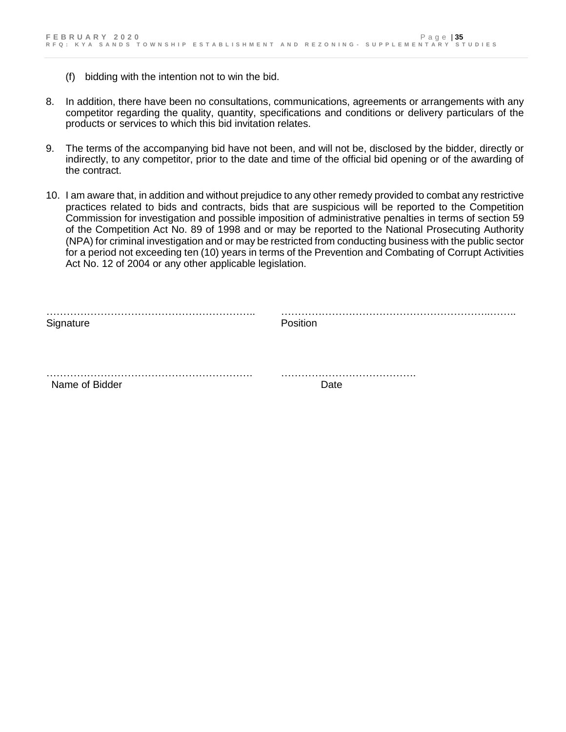(f) bidding with the intention not to win the bid.

8. In addition, there have been no consultations, communications, agreements or arrangements with any competitor regarding the quality, quantity, specifications and conditions or delivery particulars of the products or services to which this bid invitation relates.

9. The terms of the accompanying bid have not been, and will not be, disclosed by the bidder, directly or indirectly, to any competitor, prior to the date and time of the official bid opening or of the awarding of the contract.

10. I am aware that, in addition and without prejudice to any other remedy provided to combat any restrictive practices related to bids and contracts, bids that are suspicious will be reported to the Competition Commission for investigation and possible imposition of administrative penalties in terms of section 59 of the Competition Act No. 89 of 1998 and or may be reported to the National Prosecuting Authority (NPA) for criminal investigation and or may be restricted from conducting business with the public sector for a period not exceeding ten (10) years in terms of the Prevention and Combating of Corrupt Activities Act No. 12 of 2004 or any other applicable legislation.

| ……………………………………………………….. | …………………………………………………………..…….. |
|---|---|
| Signature | Position |
| ………………………………………………………. | …………………………………. |
| Name of Bidder | Date |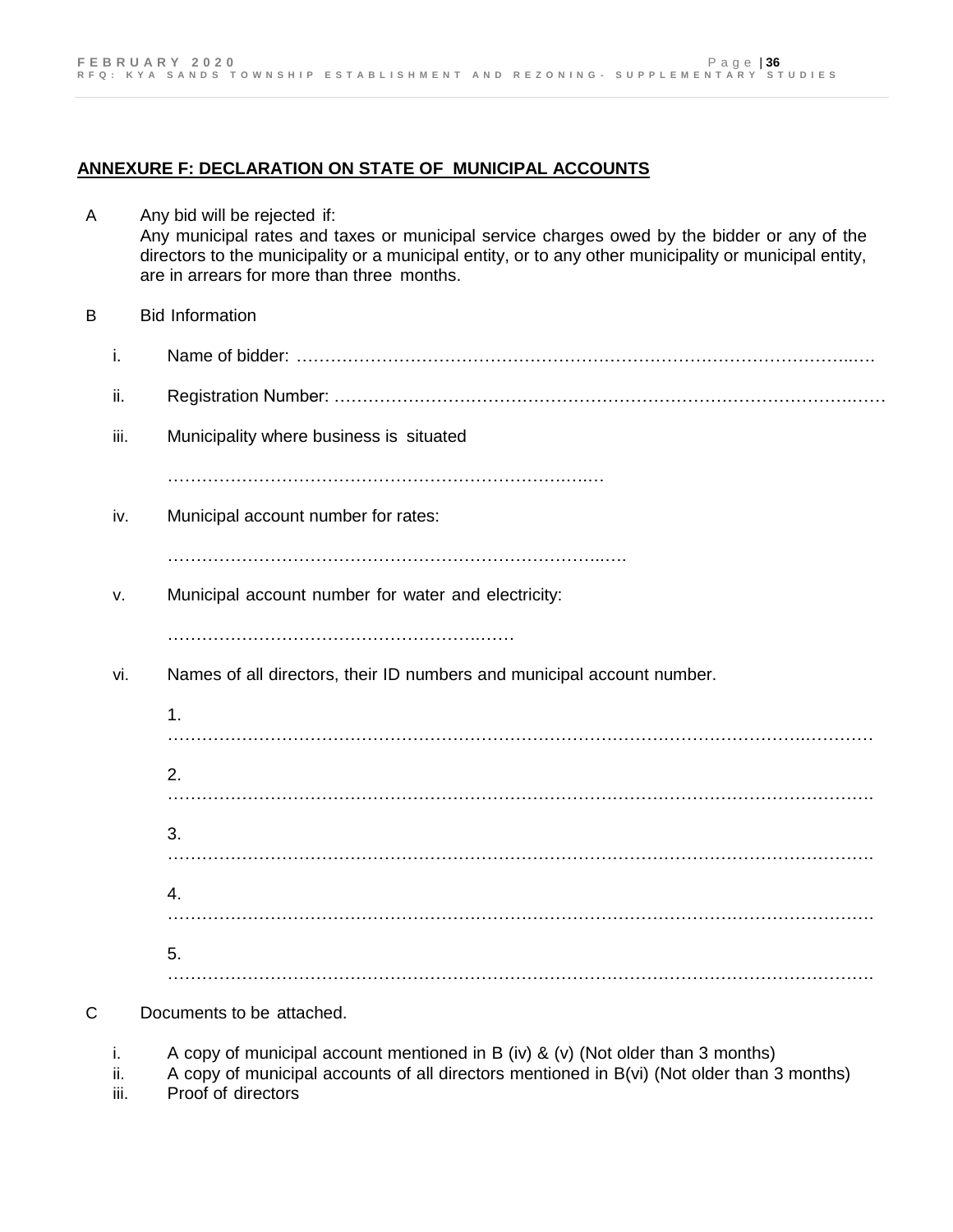## ANNEXURE F: DECLARATION ON STATE OF MUNICIPAL ACCOUNTS

A Any bid will be rejected if:
Any municipal rates and taxes or municipal service charges owed by the bidder or any of the directors to the municipality or a municipal entity, or to any other municipality or municipal entity, are in arrears for more than three months.

B Bid Information

i. Name of bidder: ……………………………………………………………………………………..….

ii. Registration Number: …………………………………………………………………………….……

iii. Municipality where business is situated

……………………………………………………………….…

iv. Municipal account number for rates:

…………………………………………………………………..….

v. Municipal account number for water and electricity:

……………………………………………….……

vi. Names of all directors, their ID numbers and municipal account number.

1. ……………………………………………………………………………………………….…………

2. …………………………………………………………………………………………………………….

3. …………………………………………………………………………………………………………….

4. …………………………………………………………………………………………………………….

5. …………………………………………………………………………………………………………….

C Documents to be attached.

i. A copy of municipal account mentioned in B (iv) & (v) (Not older than 3 months)
ii. A copy of municipal accounts of all directors mentioned in B(vi) (Not older than 3 months)
iii. Proof of directors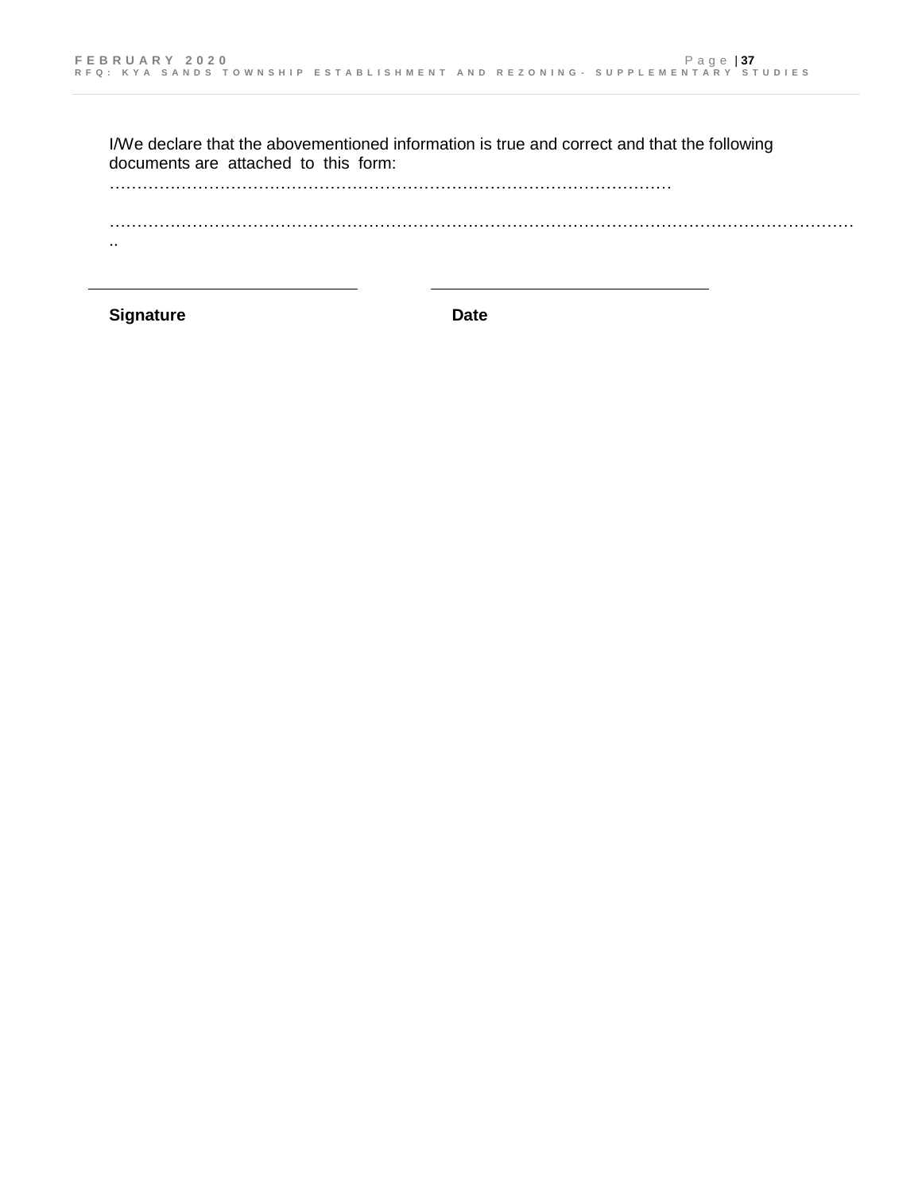I/We declare that the abovementioned information is true and correct and that the following documents are attached to this form:

…………………………………………………………………………………………

…………………………………………………………………………………………………………………..

| | |
|---|---|
| ______________________________ | ______________________________ |
| **Signature** | **Date** |